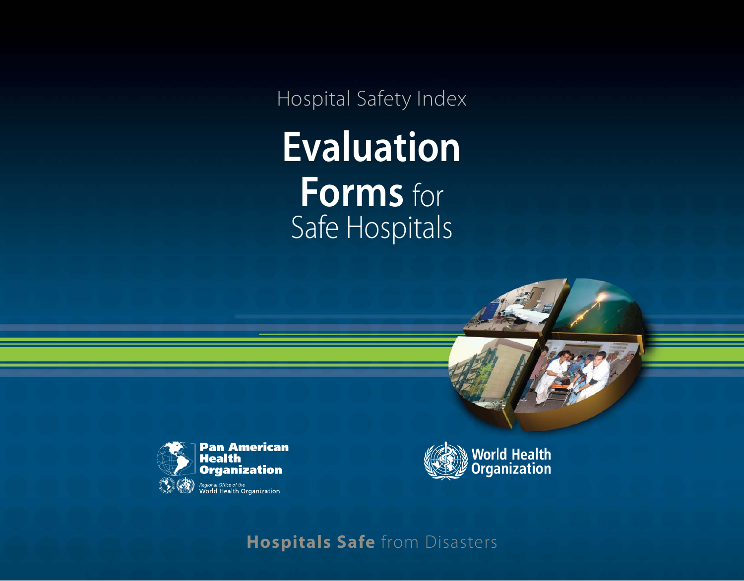Hospital Safety Index

# Evaluation Forms for Safe Hospitals

Pan American Health Organization

Regional Office of the World Health Organization

World Health Organization

**Hospitals Safe** from Disasters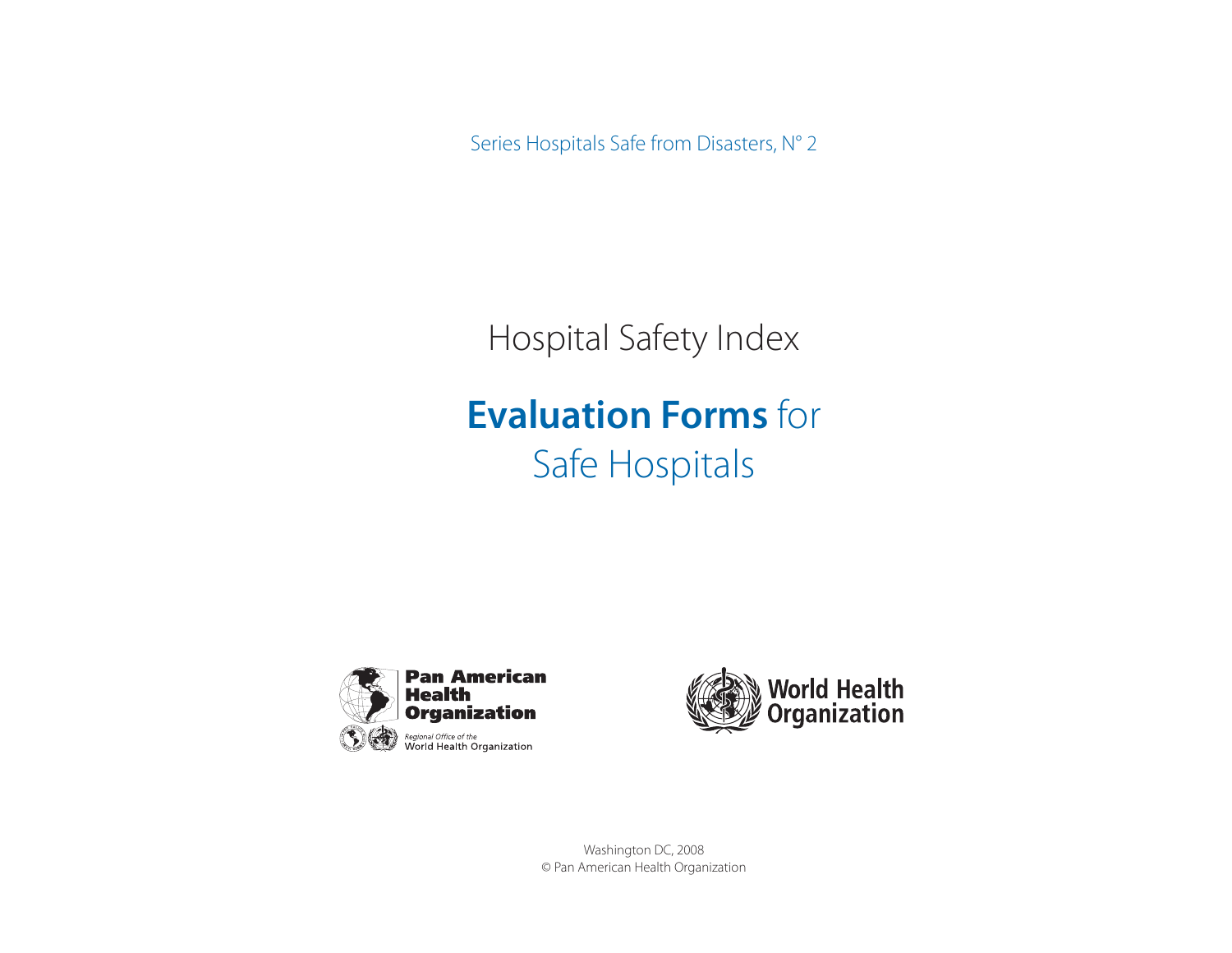Series Hospitals Safe from Disasters, N° 2

# Hospital Safety Index

# **Evaluation Forms** for Safe Hospitals

Pan American Health Organization

*Regional Office of the* World Health Organization

World Health Organization

Washington DC, 2008

© Pan American Health Organization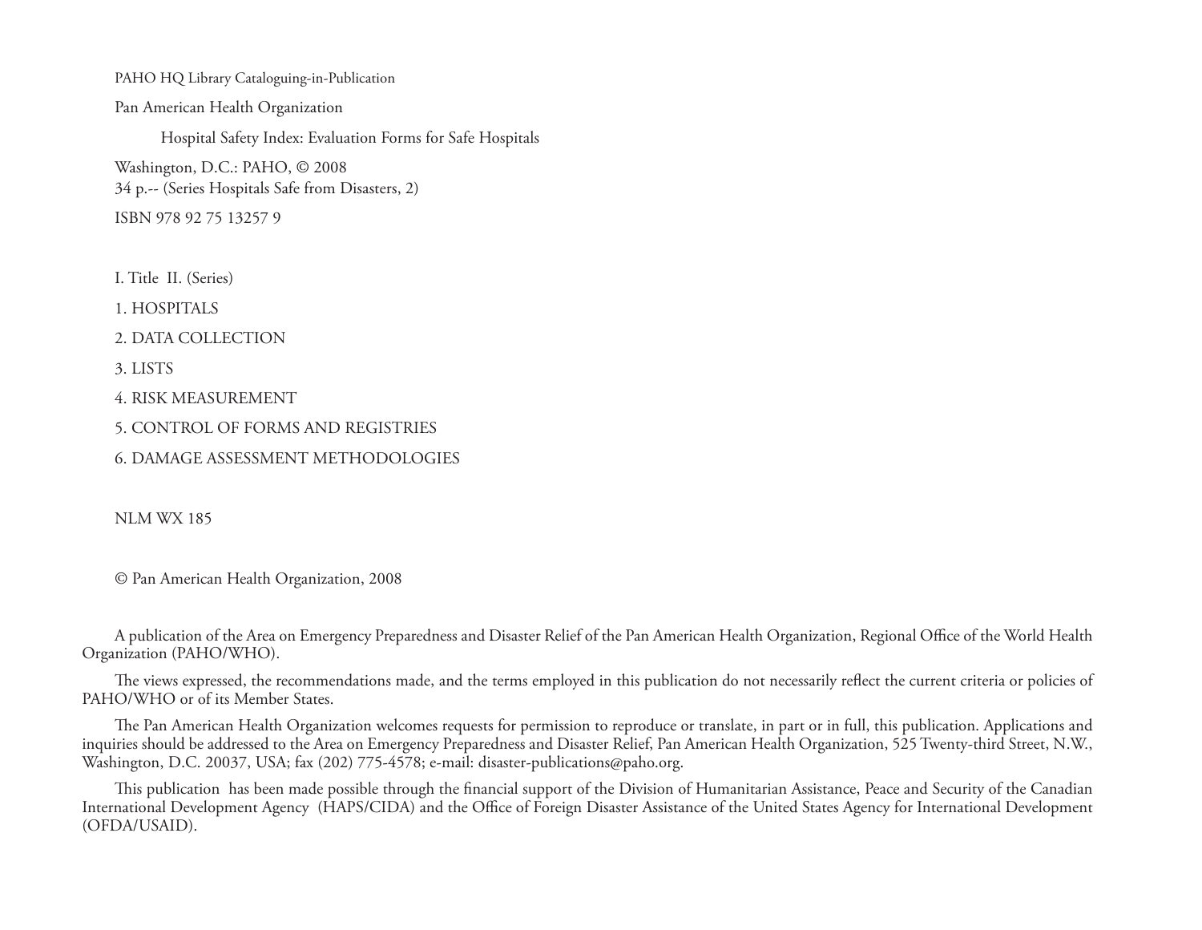PAHO HQ Library Cataloguing-in-Publication

Pan American Health Organization

Hospital Safety Index: Evaluation Forms for Safe Hospitals

Washington, D.C.: PAHO, © 2008
34 p.-- (Series Hospitals Safe from Disasters, 2)

ISBN 978 92 75 13257 9

I. Title II. (Series)

1. HOSPITALS
2. DATA COLLECTION
3. LISTS
4. RISK MEASUREMENT
5. CONTROL OF FORMS AND REGISTRIES
6. DAMAGE ASSESSMENT METHODOLOGIES

NLM WX 185

© Pan American Health Organization, 2008

A publication of the Area on Emergency Preparedness and Disaster Relief of the Pan American Health Organization, Regional Office of the World Health Organization (PAHO/WHO).

The views expressed, the recommendations made, and the terms employed in this publication do not necessarily reflect the current criteria or policies of PAHO/WHO or of its Member States.

The Pan American Health Organization welcomes requests for permission to reproduce or translate, in part or in full, this publication. Applications and inquiries should be addressed to the Area on Emergency Preparedness and Disaster Relief, Pan American Health Organization, 525 Twenty-third Street, N.W., Washington, D.C. 20037, USA; fax (202) 775-4578; e-mail: disaster-publications@paho.org.

This publication has been made possible through the financial support of the Division of Humanitarian Assistance, Peace and Security of the Canadian International Development Agency (HAPS/CIDA) and the Office of Foreign Disaster Assistance of the United States Agency for International Development (OFDA/USAID).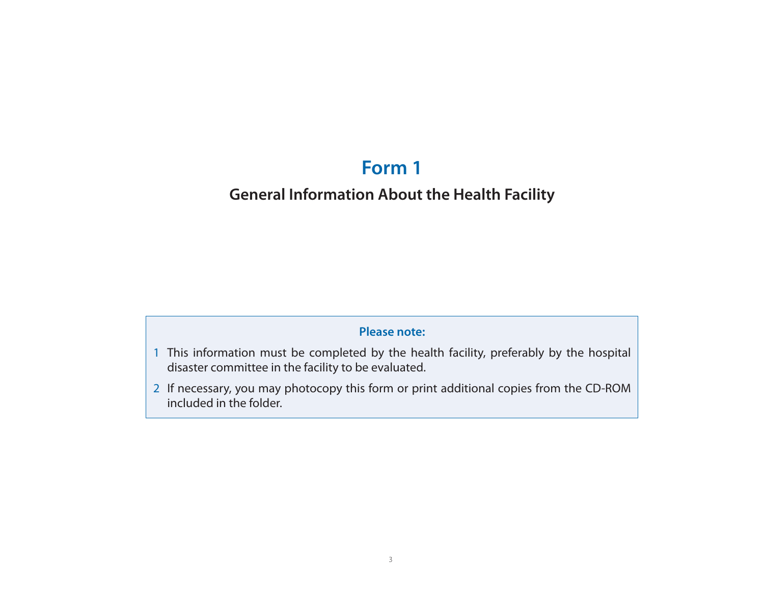# Form 1

## General Information About the Health Facility

**Please note:**

1. This information must be completed by the health facility, preferably by the hospital disaster committee in the facility to be evaluated.
2. If necessary, you may photocopy this form or print additional copies from the CD-ROM included in the folder.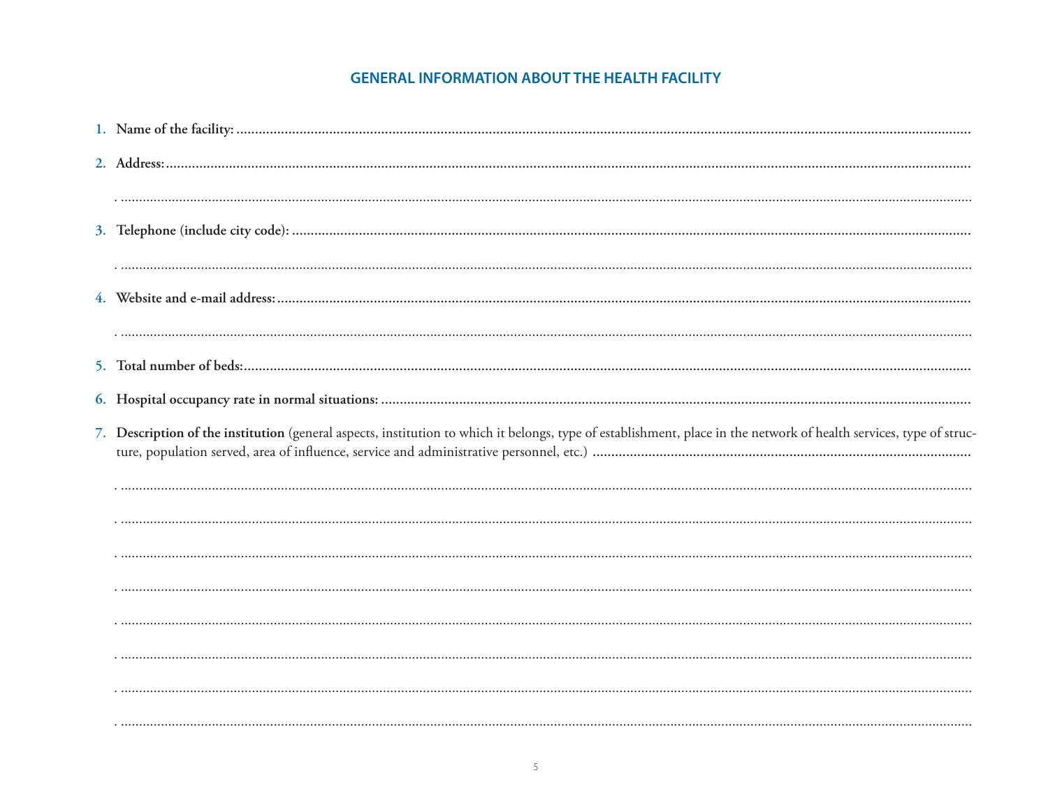## GENERAL INFORMATION ABOUT THE HEALTH FACILITY

1. **Name of the facility:** ..........................................................................................................................................................................................

2. **Address:** ..........................................................................................................................................................................................

   ..........................................................................................................................................................................................

3. **Telephone (include city code):** ..........................................................................................................................................................................................

   ..........................................................................................................................................................................................

4. **Website and e-mail address:** ..........................................................................................................................................................................................

   ..........................................................................................................................................................................................

5. **Total number of beds:** ..........................................................................................................................................................................................

6. **Hospital occupancy rate in normal situations:** ..........................................................................................................................................................................................

7. **Description of the institution** (general aspects, institution to which it belongs, type of establishment, place in the network of health services, type of structure, population served, area of influence, service and administrative personnel, etc.) ..........................................................................................................

   ..........................................................................................................................................................................................

   ..........................................................................................................................................................................................

   ..........................................................................................................................................................................................

   ..........................................................................................................................................................................................

   ..........................................................................................................................................................................................

   ..........................................................................................................................................................................................

   ..........................................................................................................................................................................................

   ..........................................................................................................................................................................................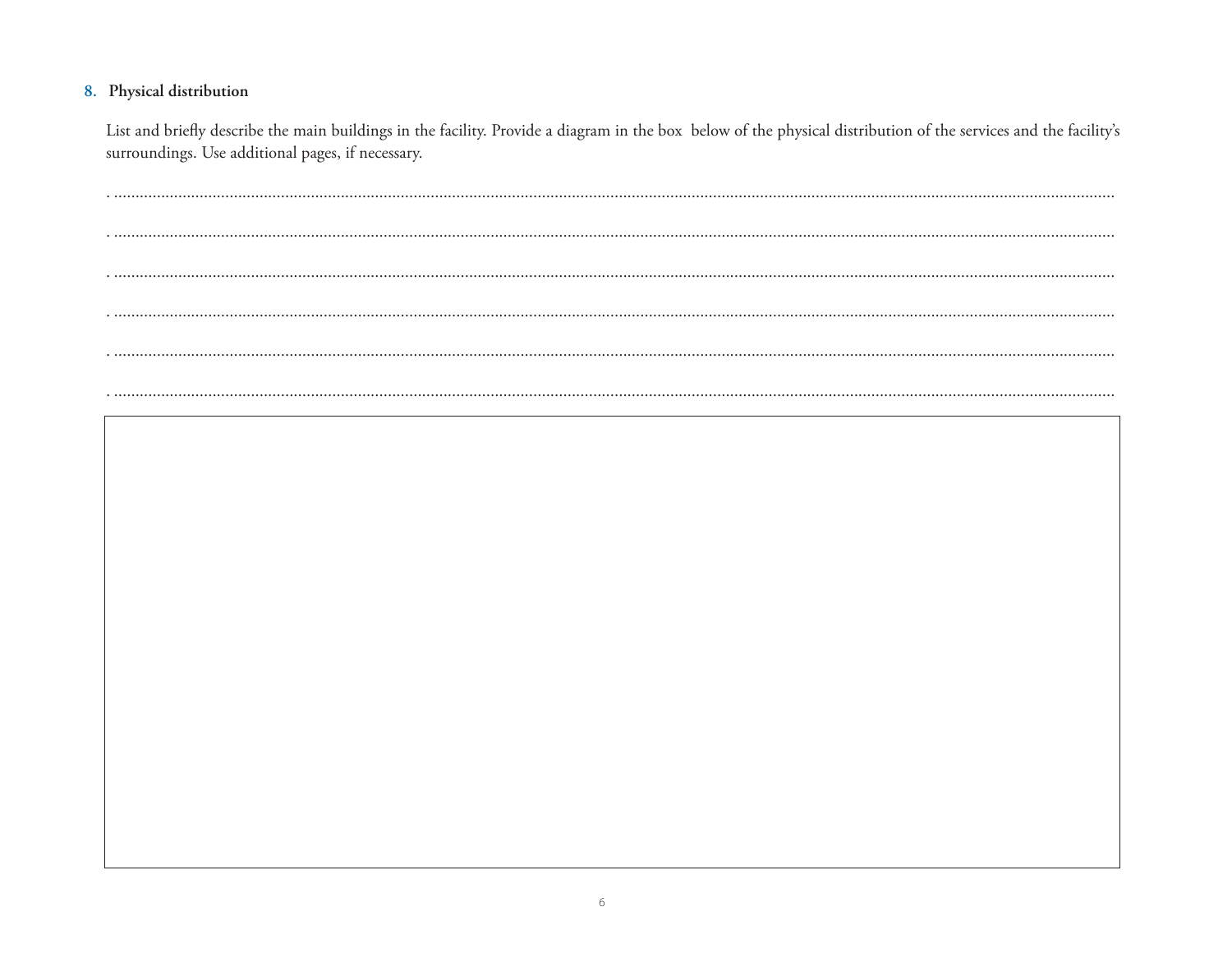### 8. Physical distribution

List and briefly describe the main buildings in the facility. Provide a diagram in the box below of the physical distribution of the services and the facility's surroundings. Use additional pages, if necessary.

. ......................................................................................................................................................................................................................................

. ......................................................................................................................................................................................................................................

. ......................................................................................................................................................................................................................................

. ......................................................................................................................................................................................................................................

. ......................................................................................................................................................................................................................................

. ......................................................................................................................................................................................................................................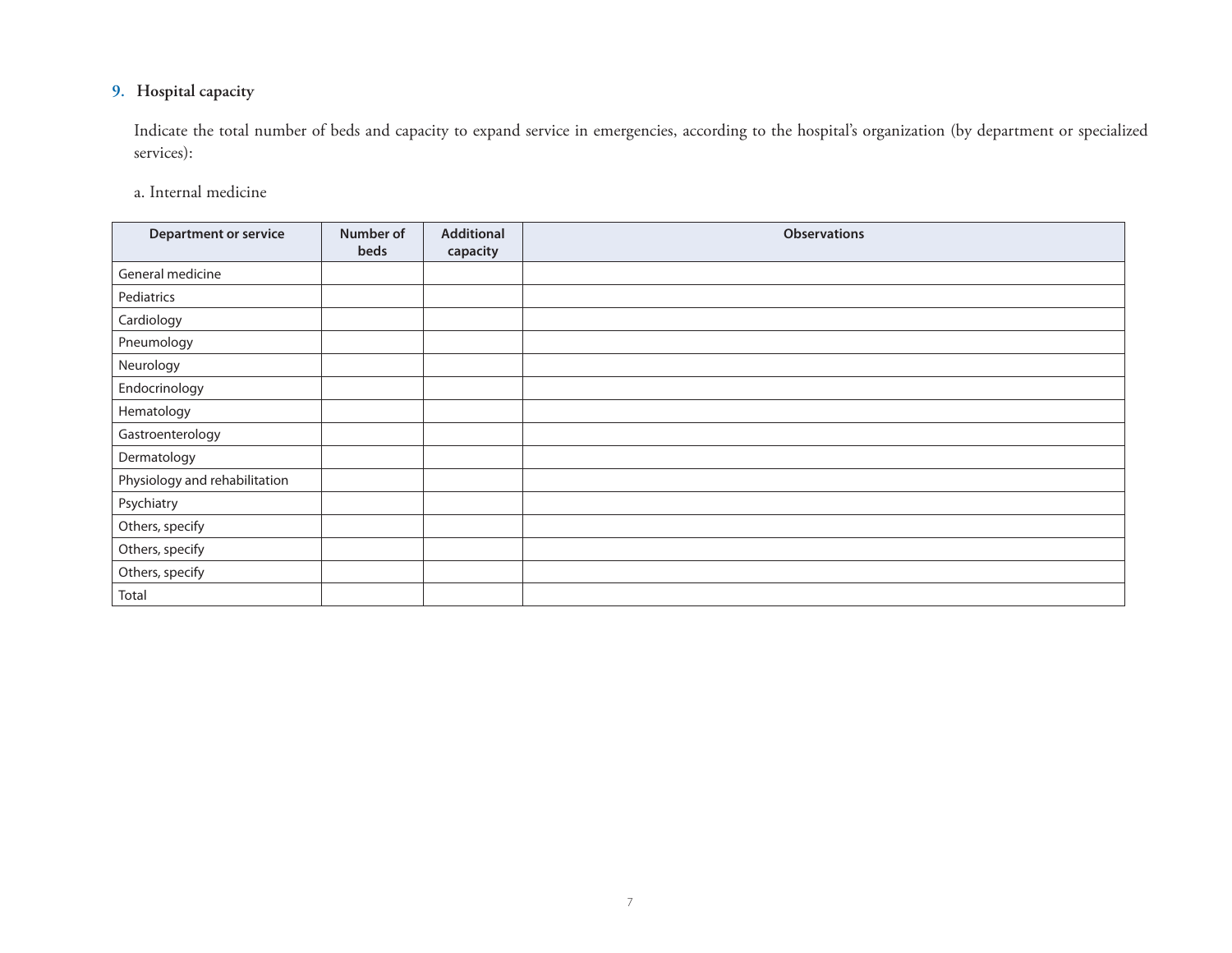## 9. Hospital capacity

Indicate the total number of beds and capacity to expand service in emergencies, according to the hospital's organization (by department or specialized services):

a. Internal medicine

| Department or service | Number of beds | Additional capacity | Observations |
|---|---|---|---|
| General medicine | | | |
| Pediatrics | | | |
| Cardiology | | | |
| Pneumology | | | |
| Neurology | | | |
| Endocrinology | | | |
| Hematology | | | |
| Gastroenterology | | | |
| Dermatology | | | |
| Physiology and rehabilitation | | | |
| Psychiatry | | | |
| Others, specify | | | |
| Others, specify | | | |
| Others, specify | | | |
| Total | | | |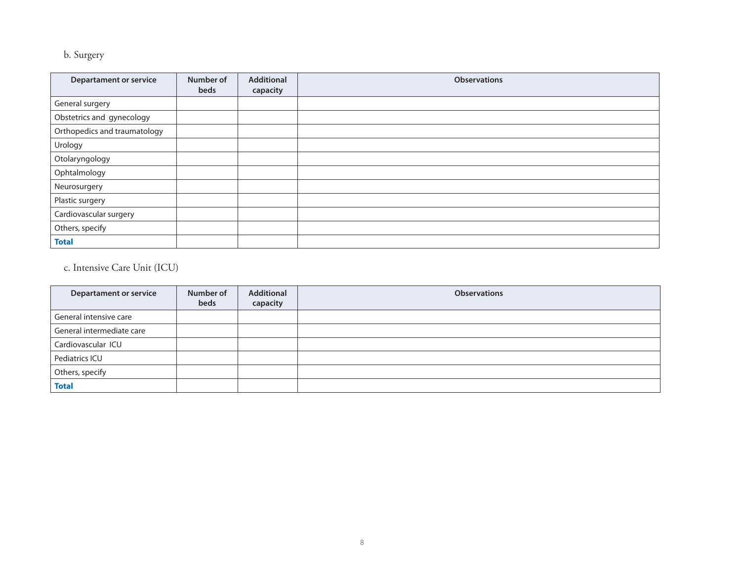b. Surgery

| Departament or service | Number of beds | Additional capacity | Observations |
|---|---|---|---|
| General surgery | | | |
| Obstetrics and gynecology | | | |
| Orthopedics and traumatology | | | |
| Urology | | | |
| Otolaryngology | | | |
| Ophtalmology | | | |
| Neurosurgery | | | |
| Plastic surgery | | | |
| Cardiovascular surgery | | | |
| Others, specify | | | |
| **Total** | | | |

c. Intensive Care Unit (ICU)

| Departament or service | Number of beds | Additional capacity | Observations |
|---|---|---|---|
| General intensive care | | | |
| General intermediate care | | | |
| Cardiovascular ICU | | | |
| Pediatrics ICU | | | |
| Others, specify | | | |
| **Total** | | | |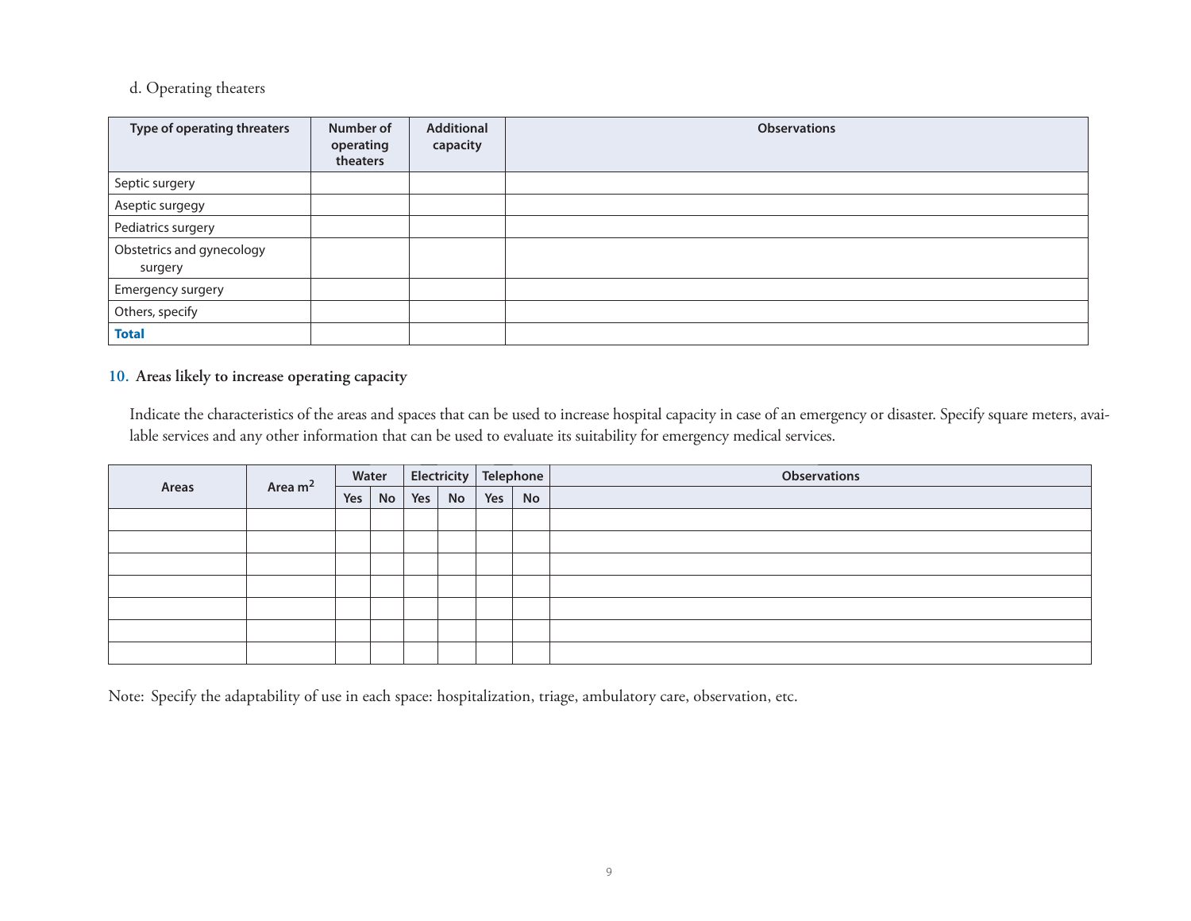d. Operating theaters

| Type of operating threaters | Number of operating theaters | Additional capacity | Observations |
|---|---|---|---|
| Septic surgery | | | |
| Aseptic surgegy | | | |
| Pediatrics surgery | | | |
| Obstetrics and gynecology surgery | | | |
| Emergency surgery | | | |
| Others, specify | | | |
| **Total** | | | |

**10. Areas likely to increase operating capacity**

Indicate the characteristics of the areas and spaces that can be used to increase hospital capacity in case of an emergency or disaster. Specify square meters, available services and any other information that can be used to evaluate its suitability for emergency medical services.

| Areas | Area $m^2$ | Water | | Electricity | | Telephone | | Observations |
|---|---|---|---|---|---|---|---|---|
| | | Yes | No | Yes | No | Yes | No | |
| | | | | | | | | |
| | | | | | | | | |
| | | | | | | | | |
| | | | | | | | | |
| | | | | | | | | |
| | | | | | | | | |
| | | | | | | | | |

Note: Specify the adaptability of use in each space: hospitalization, triage, ambulatory care, observation, etc.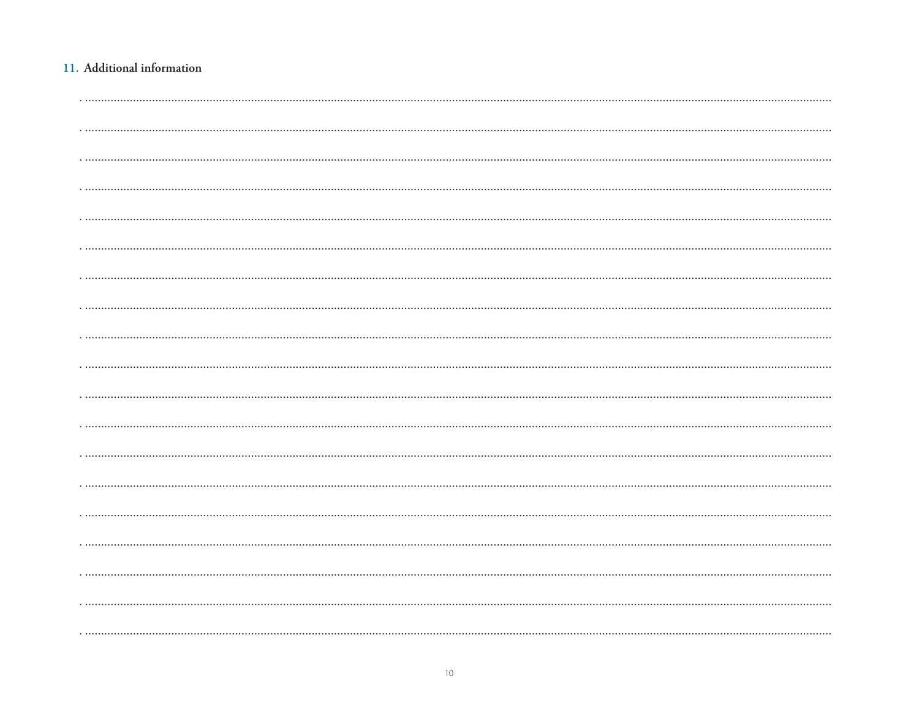## 11. Additional information

. ......................................................................................................................................................................................................................................................

. ......................................................................................................................................................................................................................................................

. ......................................................................................................................................................................................................................................................

. ......................................................................................................................................................................................................................................................

. ......................................................................................................................................................................................................................................................

. ......................................................................................................................................................................................................................................................

. ......................................................................................................................................................................................................................................................

. ......................................................................................................................................................................................................................................................

. ......................................................................................................................................................................................................................................................

. ......................................................................................................................................................................................................................................................

. ......................................................................................................................................................................................................................................................

. ......................................................................................................................................................................................................................................................

. ......................................................................................................................................................................................................................................................

. ......................................................................................................................................................................................................................................................

. ......................................................................................................................................................................................................................................................

. ......................................................................................................................................................................................................................................................

. ......................................................................................................................................................................................................................................................

. ......................................................................................................................................................................................................................................................

. ......................................................................................................................................................................................................................................................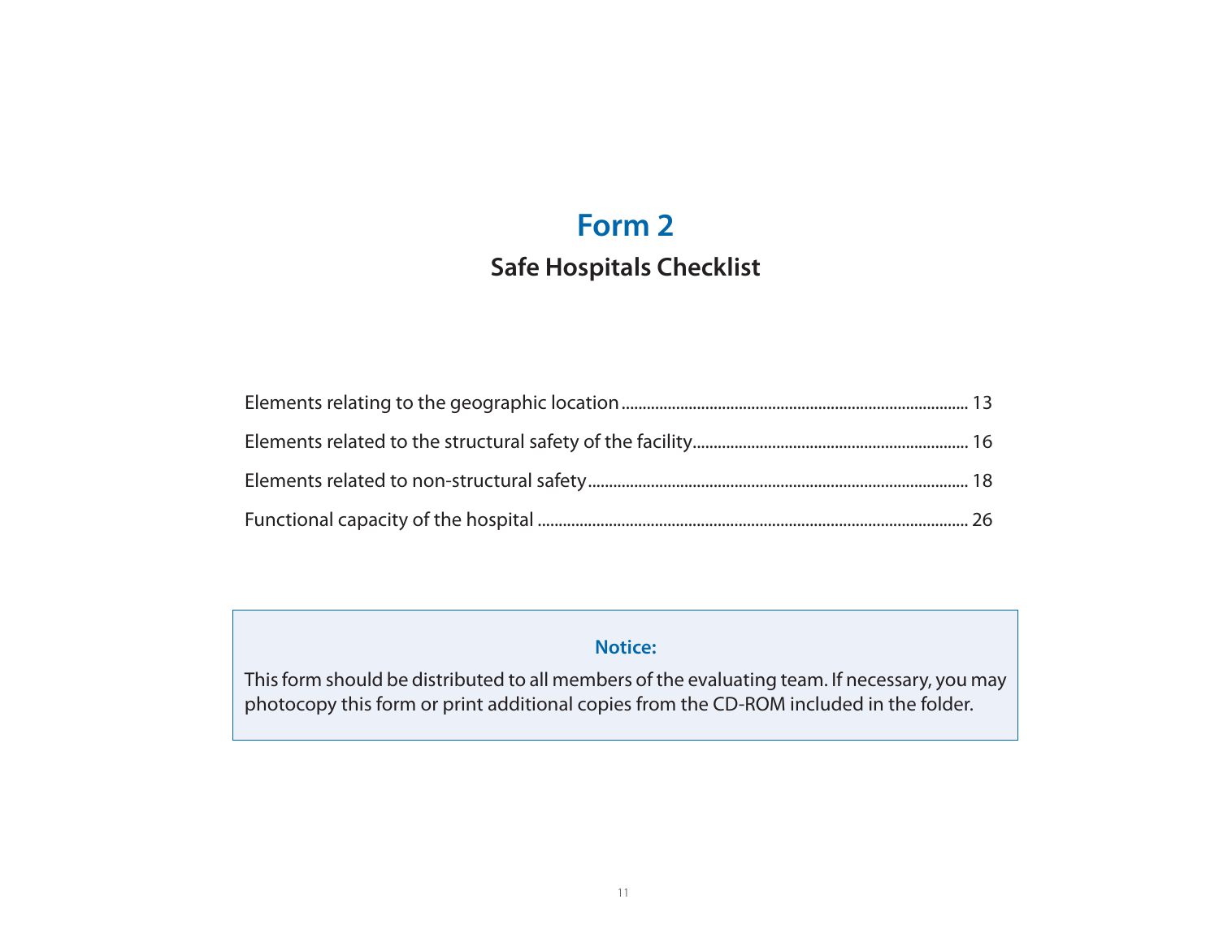# Form 2

## Safe Hospitals Checklist

Elements relating to the geographic location .................................................................................. 13

Elements related to the structural safety of the facility................................................................. 16

Elements related to non-structural safety.......................................................................................... 18

Functional capacity of the hospital ...................................................................................................... 26

> **Notice:**
>
> This form should be distributed to all members of the evaluating team. If necessary, you may photocopy this form or print additional copies from the CD-ROM included in the folder.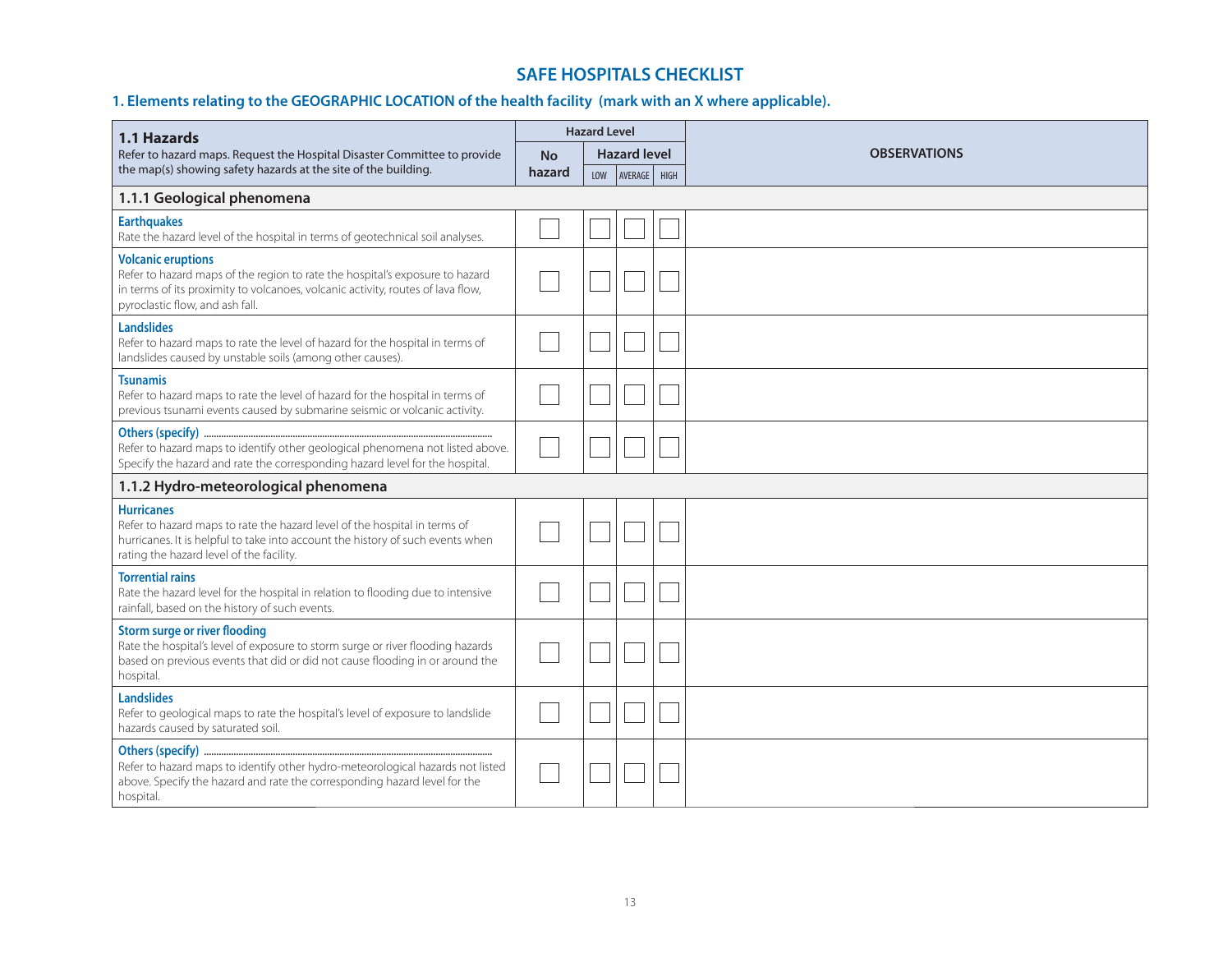# SAFE HOSPITALS CHECKLIST

## 1. Elements relating to the GEOGRAPHIC LOCATION of the health facility (mark with an X where applicable).

| **1.1 Hazards**<br>Refer to hazard maps. Request the Hospital Disaster Committee to provide the map(s) showing safety hazards at the site of the building. | Hazard Level | | | | OBSERVATIONS |
|---|---|---|---|---|---|
| | No hazard | Hazard level | | | |
| | | LOW | AVERAGE | HIGH | |
| **1.1.1 Geological phenomena** | | | | | |
| **Earthquakes**<br>Rate the hazard level of the hospital in terms of geotechnical soil analyses. | ☐ | ☐ | ☐ | ☐ | |
| **Volcanic eruptions**<br>Refer to hazard maps of the region to rate the hospital's exposure to hazard in terms of its proximity to volcanoes, volcanic activity, routes of lava flow, pyroclastic flow, and ash fall. | ☐ | ☐ | ☐ | ☐ | |
| **Landslides**<br>Refer to hazard maps to rate the level of hazard for the hospital in terms of landslides caused by unstable soils (among other causes). | ☐ | ☐ | ☐ | ☐ | |
| **Tsunamis**<br>Refer to hazard maps to rate the level of hazard for the hospital in terms of previous tsunami events caused by submarine seismic or volcanic activity. | ☐ | ☐ | ☐ | ☐ | |
| **Others (specify)** .................................<br>Refer to hazard maps to identify other geological phenomena not listed above. Specify the hazard and rate the corresponding hazard level for the hospital. | ☐ | ☐ | ☐ | ☐ | |
| **1.1.2 Hydro-meteorological phenomena** | | | | | |
| **Hurricanes**<br>Refer to hazard maps to rate the hazard level of the hospital in terms of hurricanes. It is helpful to take into account the history of such events when rating the hazard level of the facility. | ☐ | ☐ | ☐ | ☐ | |
| **Torrential rains**<br>Rate the hazard level for the hospital in relation to flooding due to intensive rainfall, based on the history of such events. | ☐ | ☐ | ☐ | ☐ | |
| **Storm surge or river flooding**<br>Rate the hospital's level of exposure to storm surge or river flooding hazards based on previous events that did or did not cause flooding in or around the hospital. | ☐ | ☐ | ☐ | ☐ | |
| **Landslides**<br>Refer to geological maps to rate the hospital's level of exposure to landslide hazards caused by saturated soil. | ☐ | ☐ | ☐ | ☐ | |
| **Others (specify)** .................................<br>Refer to hazard maps to identify other hydro-meteorological hazards not listed above. Specify the hazard and rate the corresponding hazard level for the hospital. | ☐ | ☐ | ☐ | ☐ | |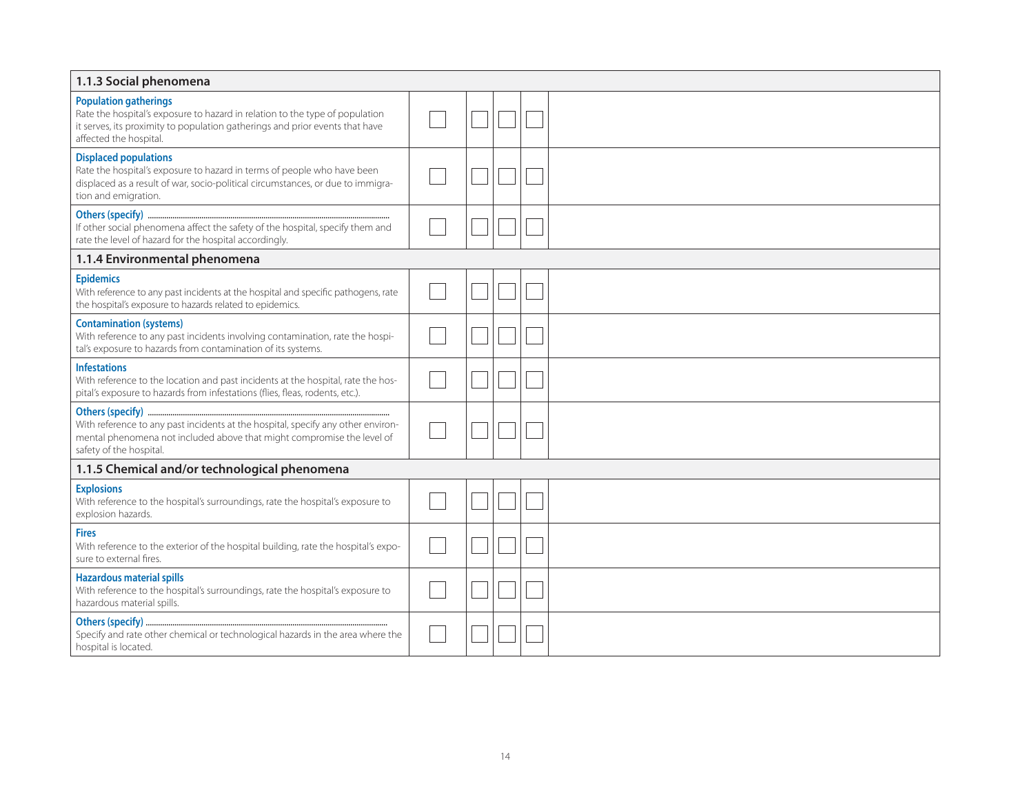| 1.1.3 Social phenomena | | | | | |
|---|---|---|---|---|---|
| **Population gatherings**<br>Rate the hospital's exposure to hazard in relation to the type of population it serves, its proximity to population gatherings and prior events that have affected the hospital. | ☐ | ☐ | ☐ | ☐ | |
| **Displaced populations**<br>Rate the hospital's exposure to hazard in terms of people who have been displaced as a result of war, socio-political circumstances, or due to immigration and emigration. | ☐ | ☐ | ☐ | ☐ | |
| **Others (specify)** .................<br>If other social phenomena affect the safety of the hospital, specify them and rate the level of hazard for the hospital accordingly. | ☐ | ☐ | ☐ | ☐ | |
| **1.1.4 Environmental phenomena** | | | | | |
| **Epidemics**<br>With reference to any past incidents at the hospital and specific pathogens, rate the hospital's exposure to hazards related to epidemics. | ☐ | ☐ | ☐ | ☐ | |
| **Contamination (systems)**<br>With reference to any past incidents involving contamination, rate the hospital's exposure to hazards from contamination of its systems. | ☐ | ☐ | ☐ | ☐ | |
| **Infestations**<br>With reference to the location and past incidents at the hospital, rate the hospital's exposure to hazards from infestations (flies, fleas, rodents, etc.). | ☐ | ☐ | ☐ | ☐ | |
| **Others (specify)** .................<br>With reference to any past incidents at the hospital, specify any other environmental phenomena not included above that might compromise the level of safety of the hospital. | ☐ | ☐ | ☐ | ☐ | |
| **1.1.5 Chemical and/or technological phenomena** | | | | | |
| **Explosions**<br>With reference to the hospital's surroundings, rate the hospital's exposure to explosion hazards. | ☐ | ☐ | ☐ | ☐ | |
| **Fires**<br>With reference to the exterior of the hospital building, rate the hospital's exposure to external fires. | ☐ | ☐ | ☐ | ☐ | |
| **Hazardous material spills**<br>With reference to the hospital's surroundings, rate the hospital's exposure to hazardous material spills. | ☐ | ☐ | ☐ | ☐ | |
| **Others (specify)** .................<br>Specify and rate other chemical or technological hazards in the area where the hospital is located. | ☐ | ☐ | ☐ | ☐ | |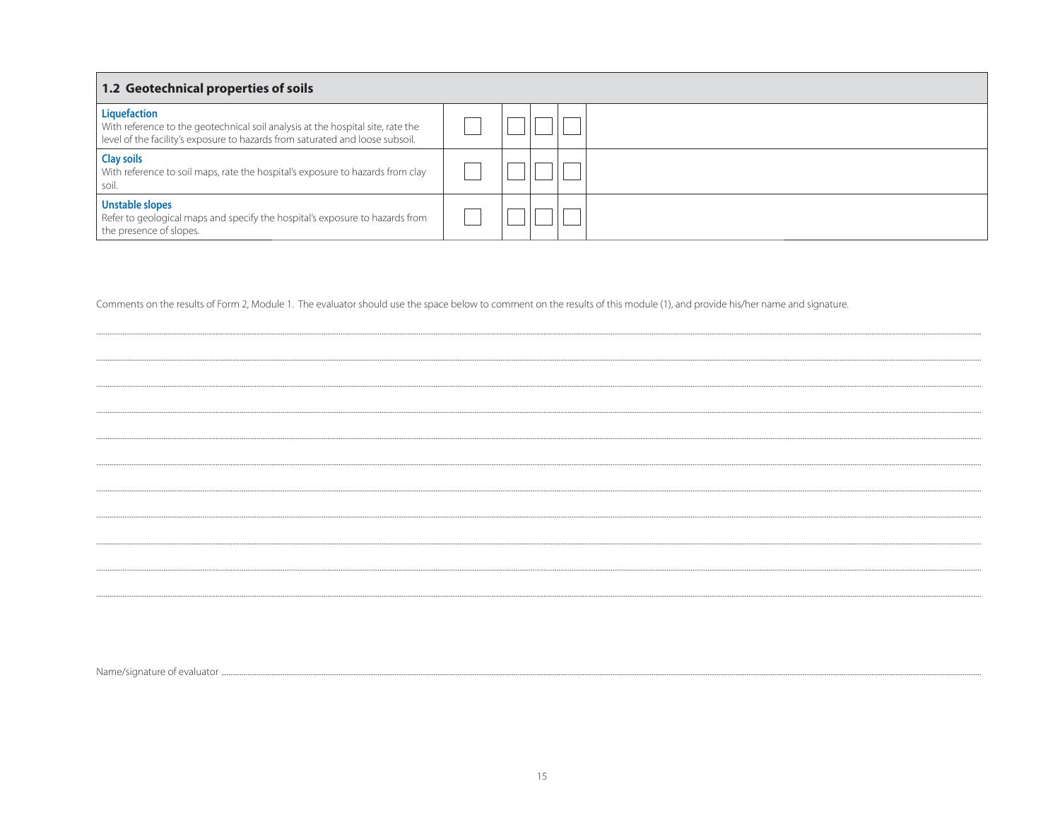| 1.2 Geotechnical properties of soils | | | | | |
|---|---|---|---|---|---|
| **Liquefaction**<br>With reference to the geotechnical soil analysis at the hospital site, rate the level of the facility's exposure to hazards from saturated and loose subsoil. | ☐ | ☐ | ☐ | ☐ | |
| **Clay soils**<br>With reference to soil maps, rate the hospital's exposure to hazards from clay soil. | ☐ | ☐ | ☐ | ☐ | |
| **Unstable slopes**<br>Refer to geological maps and specify the hospital's exposure to hazards from the presence of slopes. | ☐ | ☐ | ☐ | ☐ | |

Comments on the results of Form 2, Module 1. The evaluator should use the space below to comment on the results of this module (1), and provide his/her name and signature.

..............................................................................................................................................................................

..............................................................................................................................................................................

..............................................................................................................................................................................

..............................................................................................................................................................................

..............................................................................................................................................................................

..............................................................................................................................................................................

..............................................................................................................................................................................

..............................................................................................................................................................................

..............................................................................................................................................................................

..............................................................................................................................................................................

..............................................................................................................................................................................

Name/signature of evaluator ..............................................................................................................................................................................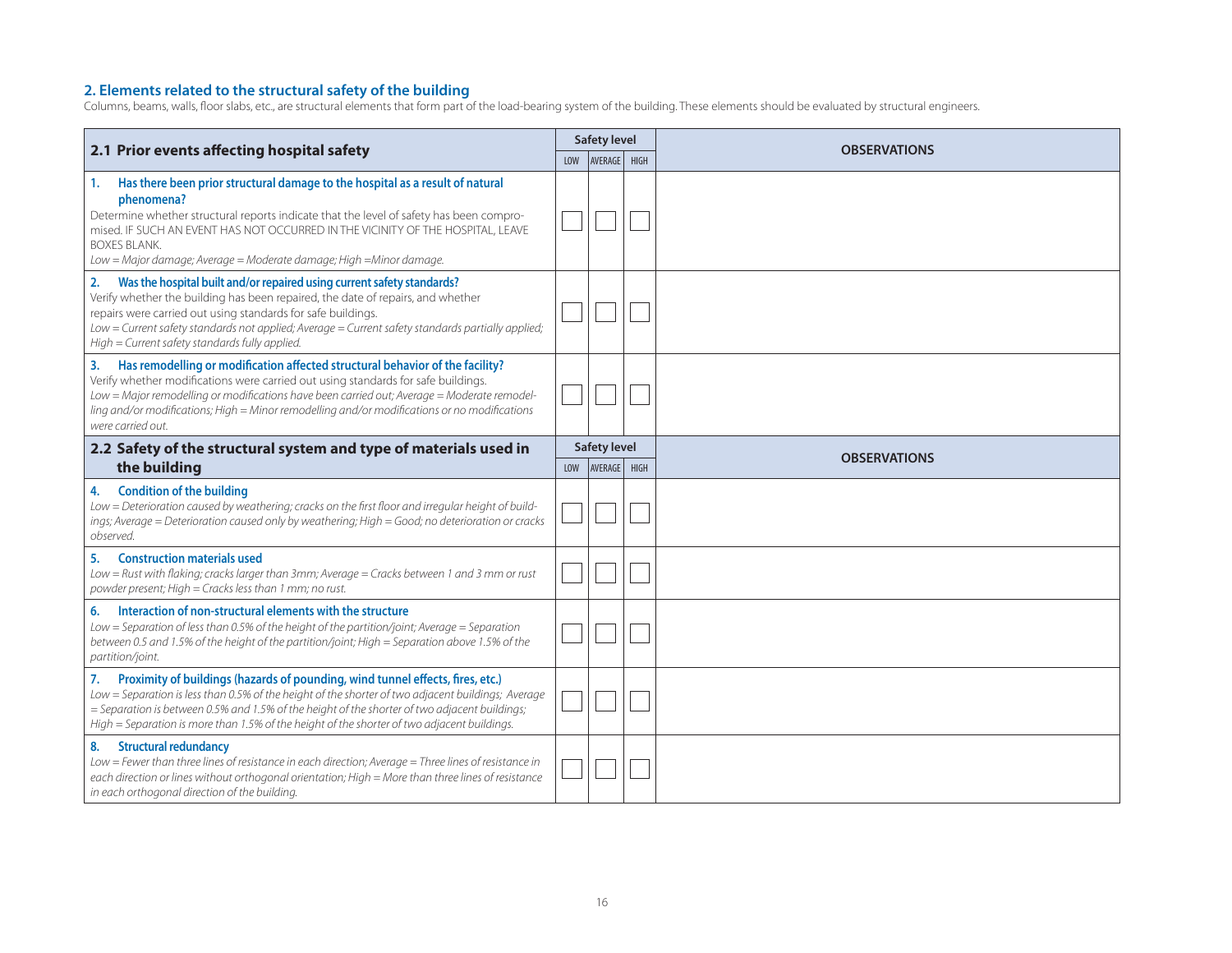## 2. Elements related to the structural safety of the building

Columns, beams, walls, floor slabs, etc., are structural elements that form part of the load-bearing system of the building. These elements should be evaluated by structural engineers.

| 2.1 Prior events affecting hospital safety | Safety level | | | OBSERVATIONS |
|---|---|---|---|---|
| | LOW | AVERAGE | HIGH | |
| **1. Has there been prior structural damage to the hospital as a result of natural phenomena?** Determine whether structural reports indicate that the level of safety has been compromised. IF SUCH AN EVENT HAS NOT OCCURRED IN THE VICINITY OF THE HOSPITAL, LEAVE BOXES BLANK. *Low = Major damage; Average = Moderate damage; High =Minor damage.* | | | | |
| **2. Was the hospital built and/or repaired using current safety standards?** Verify whether the building has been repaired, the date of repairs, and whether repairs were carried out using standards for safe buildings. *Low = Current safety standards not applied; Average = Current safety standards partially applied; High = Current safety standards fully applied.* | | | | |
| **3. Has remodelling or modification affected structural behavior of the facility?** Verify whether modifications were carried out using standards for safe buildings. *Low = Major remodelling or modifications have been carried out; Average = Moderate remodelling and/or modifications; High = Minor remodelling and/or modifications or no modifications were carried out.* | | | | |

| 2.2 Safety of the structural system and type of materials used in the building | Safety level | | | OBSERVATIONS |
|---|---|---|---|---|
| | LOW | AVERAGE | HIGH | |
| **4. Condition of the building** *Low = Deterioration caused by weathering; cracks on the first floor and irregular height of buildings; Average = Deterioration caused only by weathering; High = Good; no deterioration or cracks observed.* | | | | |
| **5. Construction materials used** *Low = Rust with flaking; cracks larger than 3mm; Average = Cracks between 1 and 3 mm or rust powder present; High = Cracks less than 1 mm; no rust.* | | | | |
| **6. Interaction of non-structural elements with the structure** *Low = Separation of less than 0.5% of the height of the partition/joint; Average = Separation between 0.5 and 1.5% of the height of the partition/joint; High = Separation above 1.5% of the partition/joint.* | | | | |
| **7. Proximity of buildings (hazards of pounding, wind tunnel effects, fires, etc.)** *Low = Separation is less than 0.5% of the height of the shorter of two adjacent buildings; Average = Separation is between 0.5% and 1.5% of the height of the shorter of two adjacent buildings; High = Separation is more than 1.5% of the height of the shorter of two adjacent buildings.* | | | | |
| **8. Structural redundancy** *Low = Fewer than three lines of resistance in each direction; Average = Three lines of resistance in each direction or lines without orthogonal orientation; High = More than three lines of resistance in each orthogonal direction of the building.* | | | | |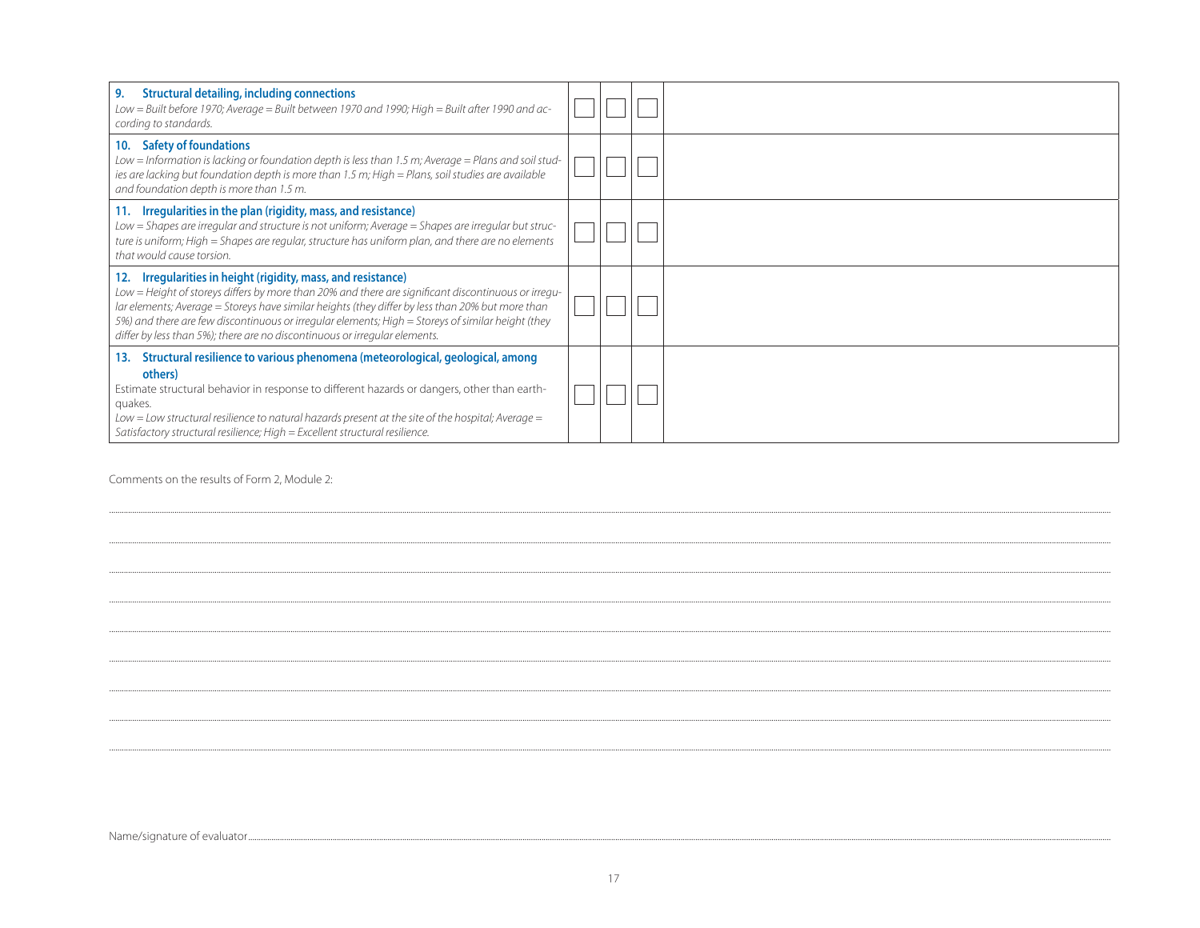| | | | | |
|---|---|---|---|---|
| **9. Structural detailing, including connections**<br>*Low = Built before 1970; Average = Built between 1970 and 1990; High = Built after 1990 and according to standards.* | ☐ | ☐ | ☐ | |
| **10. Safety of foundations**<br>*Low = Information is lacking or foundation depth is less than 1.5 m; Average = Plans and soil studies are lacking but foundation depth is more than 1.5 m; High = Plans, soil studies are available and foundation depth is more than 1.5 m.* | ☐ | ☐ | ☐ | |
| **11. Irregularities in the plan (rigidity, mass, and resistance)**<br>*Low = Shapes are irregular and structure is not uniform; Average = Shapes are irregular but structure is uniform; High = Shapes are regular, structure has uniform plan, and there are no elements that would cause torsion.* | ☐ | ☐ | ☐ | |
| **12. Irregularities in height (rigidity, mass, and resistance)**<br>*Low = Height of storeys differs by more than 20% and there are significant discontinuous or irregular elements; Average = Storeys have similar heights (they differ by less than 20% but more than 5%) and there are few discontinuous or irregular elements; High = Storeys of similar height (they differ by less than 5%); there are no discontinuous or irregular elements.* | ☐ | ☐ | ☐ | |
| **13. Structural resilience to various phenomena (meteorological, geological, among others)**<br>Estimate structural behavior in response to different hazards or dangers, other than earthquakes.<br>*Low = Low structural resilience to natural hazards present at the site of the hospital; Average = Satisfactory structural resilience; High = Excellent structural resilience.* | ☐ | ☐ | ☐ | |

Comments on the results of Form 2, Module 2:

..................................................................................................................................................

..................................................................................................................................................

..................................................................................................................................................

..................................................................................................................................................

..................................................................................................................................................

..................................................................................................................................................

..................................................................................................................................................

..................................................................................................................................................

..................................................................................................................................................

Name/signature of evaluator..................................................................................................................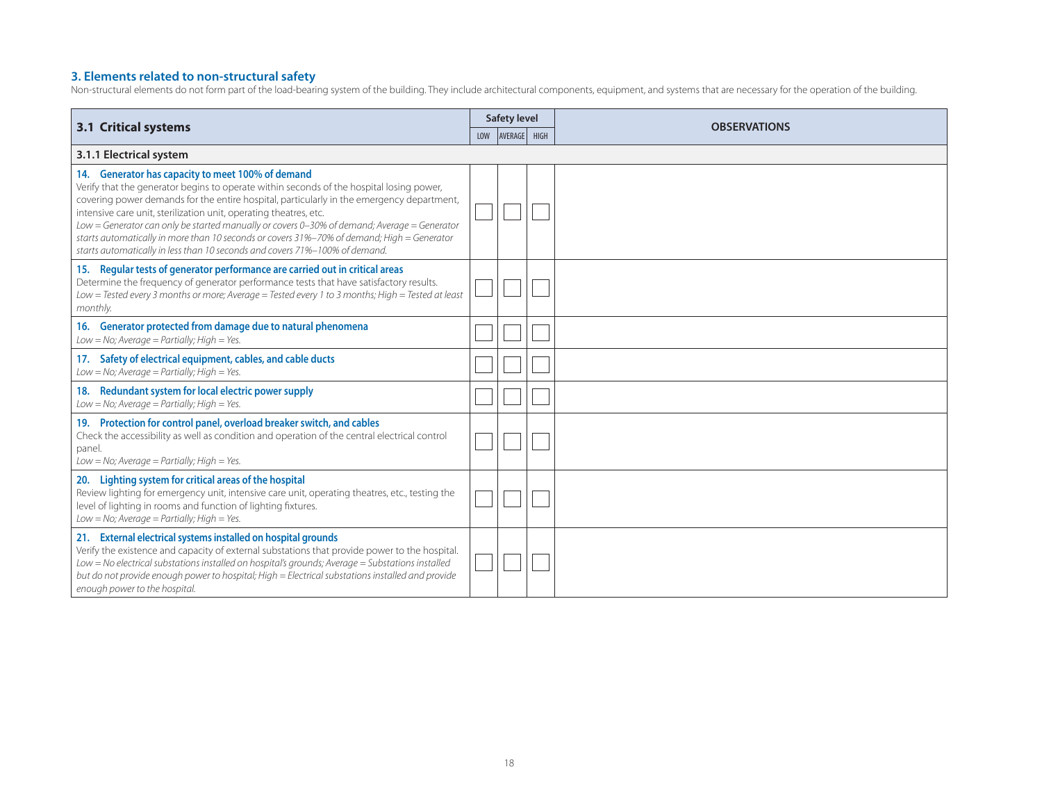### 3. Elements related to non-structural safety

Non-structural elements do not form part of the load-bearing system of the building. They include architectural components, equipment, and systems that are necessary for the operation of the building.

| 3.1 Critical systems | Safety level | | | OBSERVATIONS |
|---|---|---|---|---|
| | LOW | AVERAGE | HIGH | |
| **3.1.1 Electrical system** | | | | |
| **14. Generator has capacity to meet 100% of demand**<br>Verify that the generator begins to operate within seconds of the hospital losing power, covering power demands for the entire hospital, particularly in the emergency department, intensive care unit, sterilization unit, operating theatres, etc.<br>*Low = Generator can only be started manually or covers 0–30% of demand; Average = Generator starts automatically in more than 10 seconds or covers 31%–70% of demand; High = Generator starts automatically in less than 10 seconds and covers 71%–100% of demand.* | | | | |
| **15. Regular tests of generator performance are carried out in critical areas**<br>Determine the frequency of generator performance tests that have satisfactory results.<br>*Low = Tested every 3 months or more; Average = Tested every 1 to 3 months; High = Tested at least monthly.* | | | | |
| **16. Generator protected from damage due to natural phenomena**<br>*Low = No; Average = Partially; High = Yes.* | | | | |
| **17. Safety of electrical equipment, cables, and cable ducts**<br>*Low = No; Average = Partially; High = Yes.* | | | | |
| **18. Redundant system for local electric power supply**<br>*Low = No; Average = Partially; High = Yes.* | | | | |
| **19. Protection for control panel, overload breaker switch, and cables**<br>Check the accessibility as well as condition and operation of the central electrical control panel.<br>*Low = No; Average = Partially; High = Yes.* | | | | |
| **20. Lighting system for critical areas of the hospital**<br>Review lighting for emergency unit, intensive care unit, operating theatres, etc., testing the level of lighting in rooms and function of lighting fixtures.<br>*Low = No; Average = Partially; High = Yes.* | | | | |
| **21. External electrical systems installed on hospital grounds**<br>Verify the existence and capacity of external substations that provide power to the hospital.<br>*Low = No electrical substations installed on hospital's grounds; Average = Substations installed but do not provide enough power to hospital; High = Electrical substations installed and provide enough power to the hospital.* | | | | |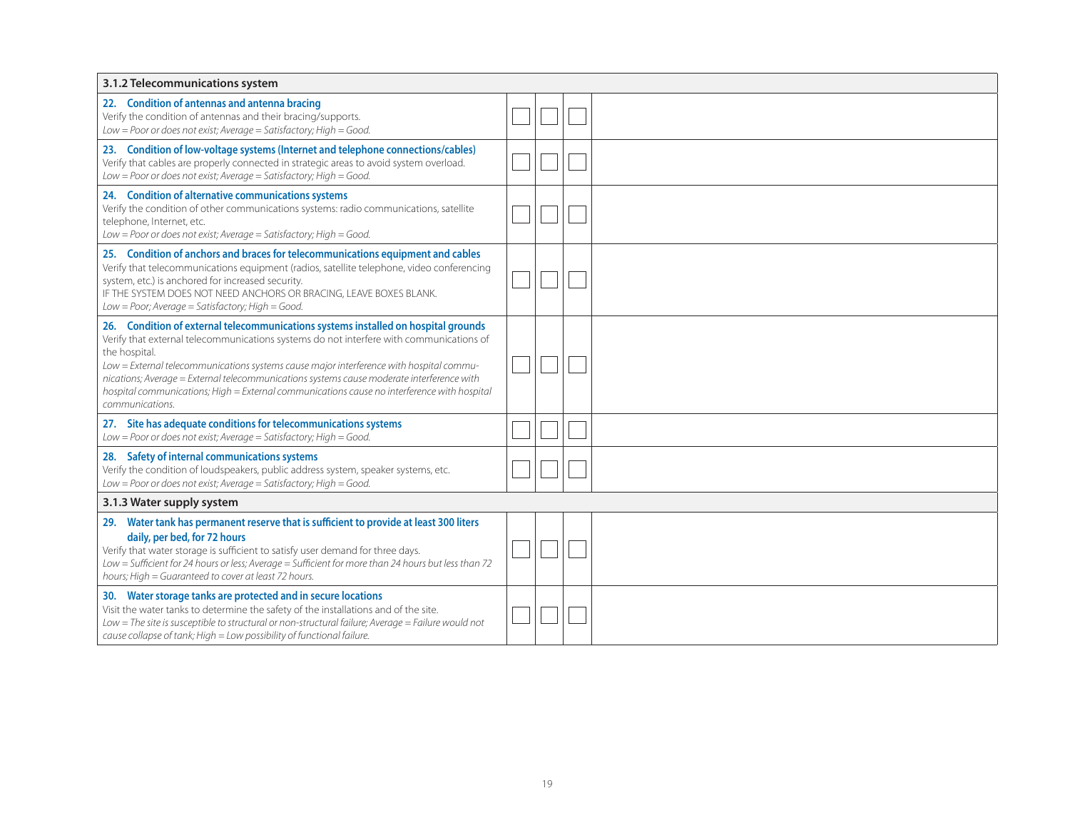| 3.1.2 Telecommunications system | | | | |
|---|---|---|---|---|
| **22. Condition of antennas and antenna bracing**<br>Verify the condition of antennas and their bracing/supports.<br>*Low = Poor or does not exist; Average = Satisfactory; High = Good.* | ☐ | ☐ | ☐ | |
| **23. Condition of low-voltage systems (Internet and telephone connections/cables)**<br>Verify that cables are properly connected in strategic areas to avoid system overload.<br>*Low = Poor or does not exist; Average = Satisfactory; High = Good.* | ☐ | ☐ | ☐ | |
| **24. Condition of alternative communications systems**<br>Verify the condition of other communications systems: radio communications, satellite telephone, Internet, etc.<br>*Low = Poor or does not exist; Average = Satisfactory; High = Good.* | ☐ | ☐ | ☐ | |
| **25. Condition of anchors and braces for telecommunications equipment and cables**<br>Verify that telecommunications equipment (radios, satellite telephone, video conferencing system, etc.) is anchored for increased security.<br>IF THE SYSTEM DOES NOT NEED ANCHORS OR BRACING, LEAVE BOXES BLANK.<br>*Low = Poor; Average = Satisfactory; High = Good.* | ☐ | ☐ | ☐ | |
| **26. Condition of external telecommunications systems installed on hospital grounds**<br>Verify that external telecommunications systems do not interfere with communications of the hospital.<br>*Low = External telecommunications systems cause major interference with hospital communications; Average = External telecommunications systems cause moderate interference with hospital communications; High = External communications cause no interference with hospital communications.* | ☐ | ☐ | ☐ | |
| **27. Site has adequate conditions for telecommunications systems**<br>*Low = Poor or does not exist; Average = Satisfactory; High = Good.* | ☐ | ☐ | ☐ | |
| **28. Safety of internal communications systems**<br>Verify the condition of loudspeakers, public address system, speaker systems, etc.<br>*Low = Poor or does not exist; Average = Satisfactory; High = Good.* | ☐ | ☐ | ☐ | |
| **3.1.3 Water supply system** | | | | |
| **29. Water tank has permanent reserve that is sufficient to provide at least 300 liters daily, per bed, for 72 hours**<br>Verify that water storage is sufficient to satisfy user demand for three days.<br>*Low = Sufficient for 24 hours or less; Average = Sufficient for more than 24 hours but less than 72 hours; High = Guaranteed to cover at least 72 hours.* | ☐ | ☐ | ☐ | |
| **30. Water storage tanks are protected and in secure locations**<br>Visit the water tanks to determine the safety of the installations and of the site.<br>*Low = The site is susceptible to structural or non-structural failure; Average = Failure would not cause collapse of tank; High = Low possibility of functional failure.* | ☐ | ☐ | ☐ | |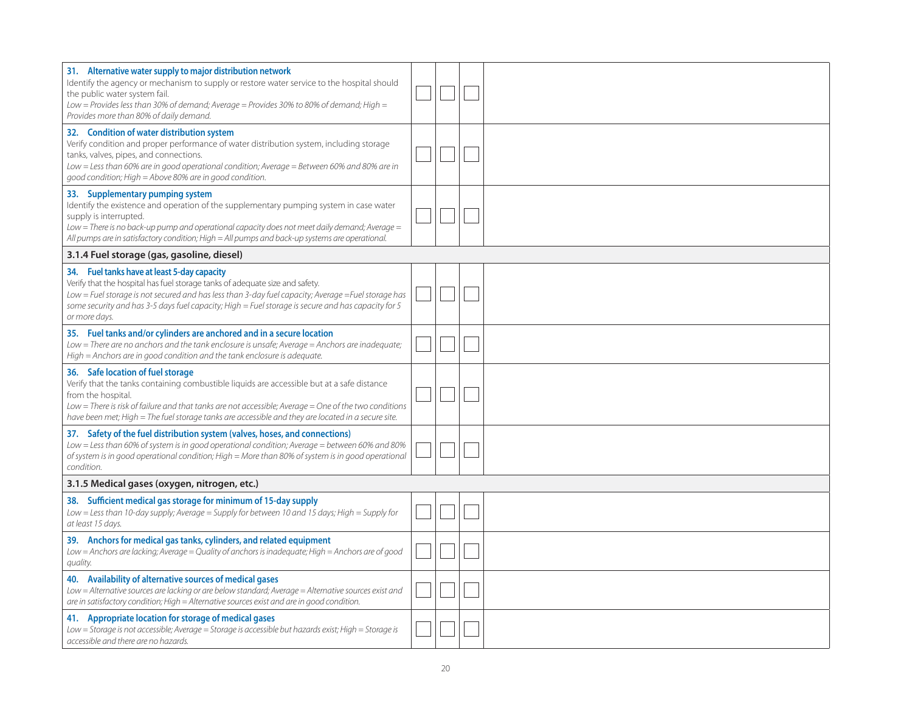| Item | Low | Average | High | Observations |
|---|---|---|---|---|
| **31. Alternative water supply to major distribution network**<br>Identify the agency or mechanism to supply or restore water service to the hospital should the public water system fail.<br>*Low = Provides less than 30% of demand; Average = Provides 30% to 80% of demand; High = Provides more than 80% of daily demand.* | ☐ | ☐ | ☐ | |
| **32. Condition of water distribution system**<br>Verify condition and proper performance of water distribution system, including storage tanks, valves, pipes, and connections.<br>*Low = Less than 60% are in good operational condition; Average = Between 60% and 80% are in good condition; High = Above 80% are in good condition.* | ☐ | ☐ | ☐ | |
| **33. Supplementary pumping system**<br>Identify the existence and operation of the supplementary pumping system in case water supply is interrupted.<br>*Low = There is no back-up pump and operational capacity does not meet daily demand; Average = All pumps are in satisfactory condition; High = All pumps and back-up systems are operational.* | ☐ | ☐ | ☐ | |
| **3.1.4 Fuel storage (gas, gasoline, diesel)** | | | | |
| **34. Fuel tanks have at least 5-day capacity**<br>Verify that the hospital has fuel storage tanks of adequate size and safety.<br>*Low = Fuel storage is not secured and has less than 3-day fuel capacity; Average =Fuel storage has some security and has 3-5 days fuel capacity; High = Fuel storage is secure and has capacity for 5 or more days.* | ☐ | ☐ | ☐ | |
| **35. Fuel tanks and/or cylinders are anchored and in a secure location**<br>*Low = There are no anchors and the tank enclosure is unsafe; Average = Anchors are inadequate; High = Anchors are in good condition and the tank enclosure is adequate.* | ☐ | ☐ | ☐ | |
| **36. Safe location of fuel storage**<br>Verify that the tanks containing combustible liquids are accessible but at a safe distance from the hospital.<br>*Low = There is risk of failure and that tanks are not accessible; Average = One of the two conditions have been met; High = The fuel storage tanks are accessible and they are located in a secure site.* | ☐ | ☐ | ☐ | |
| **37. Safety of the fuel distribution system (valves, hoses, and connections)**<br>*Low = Less than 60% of system is in good operational condition; Average = between 60% and 80% of system is in good operational condition; High = More than 80% of system is in good operational condition.* | ☐ | ☐ | ☐ | |
| **3.1.5 Medical gases (oxygen, nitrogen, etc.)** | | | | |
| **38. Sufficient medical gas storage for minimum of 15-day supply**<br>*Low = Less than 10-day supply; Average = Supply for between 10 and 15 days; High = Supply for at least 15 days.* | ☐ | ☐ | ☐ | |
| **39. Anchors for medical gas tanks, cylinders, and related equipment**<br>*Low = Anchors are lacking; Average = Quality of anchors is inadequate; High = Anchors are of good quality.* | ☐ | ☐ | ☐ | |
| **40. Availability of alternative sources of medical gases**<br>*Low = Alternative sources are lacking or are below standard; Average = Alternative sources exist and are in satisfactory condition; High = Alternative sources exist and are in good condition.* | ☐ | ☐ | ☐ | |
| **41. Appropriate location for storage of medical gases**<br>*Low = Storage is not accessible; Average = Storage is accessible but hazards exist; High = Storage is accessible and there are no hazards.* | ☐ | ☐ | ☐ | |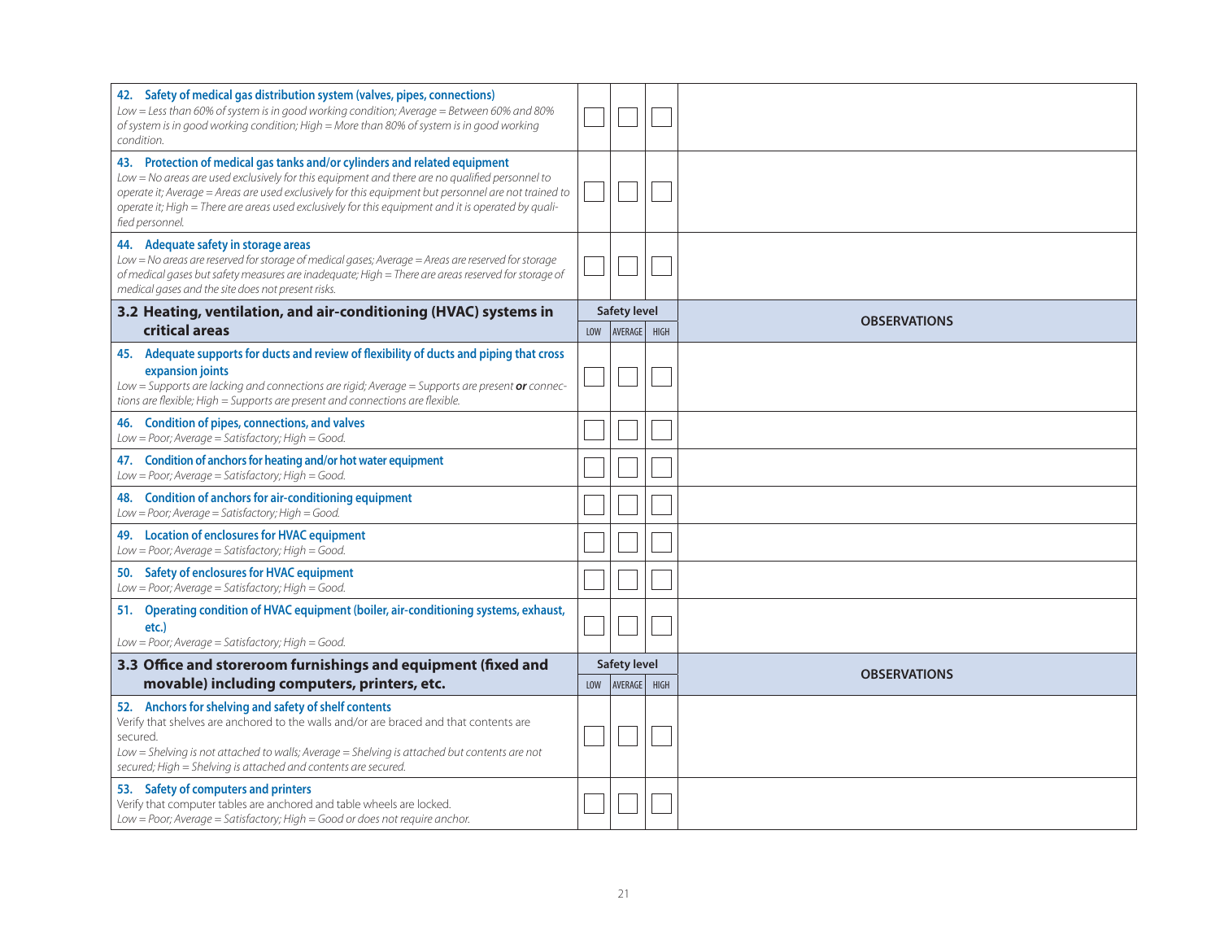| | LOW | AVERAGE | HIGH | |
|---|---|---|---|---|
| **42. Safety of medical gas distribution system (valves, pipes, connections)**<br>*Low = Less than 60% of system is in good working condition; Average = Between 60% and 80% of system is in good working condition; High = More than 80% of system is in good working condition.* | | | | |
| **43. Protection of medical gas tanks and/or cylinders and related equipment**<br>*Low = No areas are used exclusively for this equipment and there are no qualified personnel to operate it; Average = Areas are used exclusively for this equipment but personnel are not trained to operate it; High = There are areas used exclusively for this equipment and it is operated by qualified personnel.* | | | | |
| **44. Adequate safety in storage areas**<br>*Low = No areas are reserved for storage of medical gases; Average = Areas are reserved for storage of medical gases but safety measures are inadequate; High = There are areas reserved for storage of medical gases and the site does not present risks.* | | | | |

| 3.2 Heating, ventilation, and air-conditioning (HVAC) systems in critical areas | Safety level | | | OBSERVATIONS |
|---|---|---|---|---|
| | LOW | AVERAGE | HIGH | |
| **45. Adequate supports for ducts and review of flexibility of ducts and piping that cross expansion joints**<br>*Low = Supports are lacking and connections are rigid; Average = Supports are present **or** connections are flexible; High = Supports are present and connections are flexible.* | | | | |
| **46. Condition of pipes, connections, and valves**<br>*Low = Poor; Average = Satisfactory; High = Good.* | | | | |
| **47. Condition of anchors for heating and/or hot water equipment**<br>*Low = Poor; Average = Satisfactory; High = Good.* | | | | |
| **48. Condition of anchors for air-conditioning equipment**<br>*Low = Poor; Average = Satisfactory; High = Good.* | | | | |
| **49. Location of enclosures for HVAC equipment**<br>*Low = Poor; Average = Satisfactory; High = Good.* | | | | |
| **50. Safety of enclosures for HVAC equipment**<br>*Low = Poor; Average = Satisfactory; High = Good.* | | | | |
| **51. Operating condition of HVAC equipment (boiler, air-conditioning systems, exhaust, etc.)**<br>*Low = Poor; Average = Satisfactory; High = Good.* | | | | |

| 3.3 Office and storeroom furnishings and equipment (fixed and movable) including computers, printers, etc. | Safety level | | | OBSERVATIONS |
|---|---|---|---|---|
| | LOW | AVERAGE | HIGH | |
| **52. Anchors for shelving and safety of shelf contents**<br>Verify that shelves are anchored to the walls and/or are braced and that contents are secured.<br>*Low = Shelving is not attached to walls; Average = Shelving is attached but contents are not secured; High = Shelving is attached and contents are secured.* | | | | |
| **53. Safety of computers and printers**<br>Verify that computer tables are anchored and table wheels are locked.<br>*Low = Poor; Average = Satisfactory; High = Good or does not require anchor.* | | | | |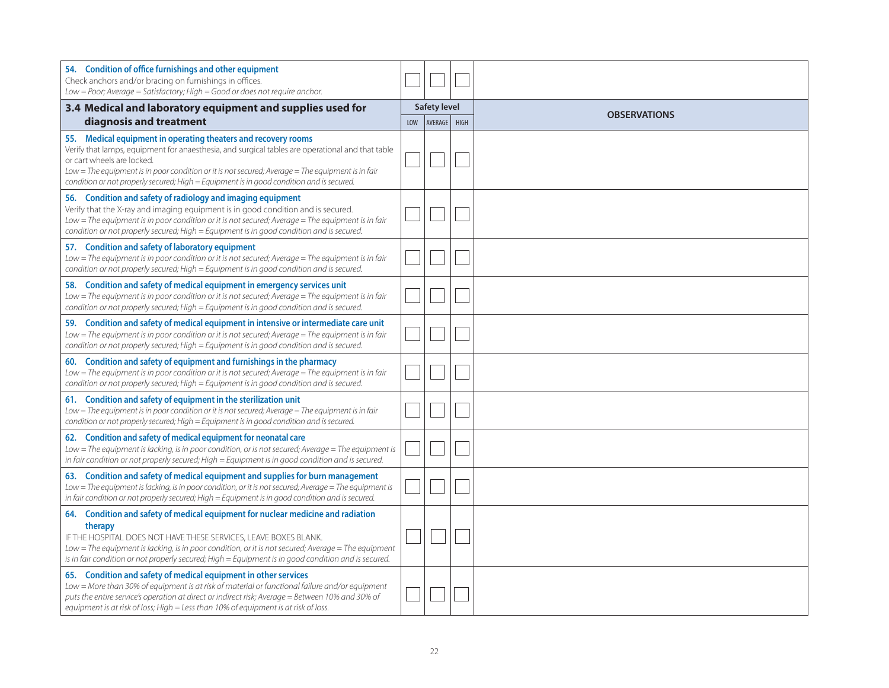| 54. **Condition of office furnishings and other equipment**<br>Check anchors and/or bracing on furnishings in offices.<br>*Low = Poor; Average = Satisfactory; High = Good or does not require anchor.* | | | | |
|---|---|---|---|---|
| **3.4 Medical and laboratory equipment and supplies used for diagnosis and treatment** | **Safety level** | | | **OBSERVATIONS** |
| | LOW | AVERAGE | HIGH | |
| 55. **Medical equipment in operating theaters and recovery rooms**<br>Verify that lamps, equipment for anaesthesia, and surgical tables are operational and that table or cart wheels are locked.<br>*Low = The equipment is in poor condition or it is not secured; Average = The equipment is in fair condition or not properly secured; High = Equipment is in good condition and is secured.* | | | | |
| 56. **Condition and safety of radiology and imaging equipment**<br>Verify that the X-ray and imaging equipment is in good condition and is secured.<br>*Low = The equipment is in poor condition or it is not secured; Average = The equipment is in fair condition or not properly secured; High = Equipment is in good condition and is secured.* | | | | |
| 57. **Condition and safety of laboratory equipment**<br>*Low = The equipment is in poor condition or it is not secured; Average = The equipment is in fair condition or not properly secured; High = Equipment is in good condition and is secured.* | | | | |
| 58. **Condition and safety of medical equipment in emergency services unit**<br>*Low = The equipment is in poor condition or it is not secured; Average = The equipment is in fair condition or not properly secured; High = Equipment is in good condition and is secured.* | | | | |
| 59. **Condition and safety of medical equipment in intensive or intermediate care unit**<br>*Low = The equipment is in poor condition or it is not secured; Average = The equipment is in fair condition or not properly secured; High = Equipment is in good condition and is secured.* | | | | |
| 60. **Condition and safety of equipment and furnishings in the pharmacy**<br>*Low = The equipment is in poor condition or it is not secured; Average = The equipment is in fair condition or not properly secured; High = Equipment is in good condition and is secured.* | | | | |
| 61. **Condition and safety of equipment in the sterilization unit**<br>*Low = The equipment is in poor condition or it is not secured; Average = The equipment is in fair condition or not properly secured; High = Equipment is in good condition and is secured.* | | | | |
| 62. **Condition and safety of medical equipment for neonatal care**<br>*Low = The equipment is lacking, is in poor condition, or is not secured; Average = The equipment is in fair condition or not properly secured; High = Equipment is in good condition and is secured.* | | | | |
| 63. **Condition and safety of medical equipment and supplies for burn management**<br>*Low = The equipment is lacking, is in poor condition, or it is not secured; Average = The equipment is in fair condition or not properly secured; High = Equipment is in good condition and is secured.* | | | | |
| 64. **Condition and safety of medical equipment for nuclear medicine and radiation therapy**<br>IF THE HOSPITAL DOES NOT HAVE THESE SERVICES, LEAVE BOXES BLANK.<br>*Low = The equipment is lacking, is in poor condition, or it is not secured; Average = The equipment is in fair condition or not properly secured; High = Equipment is in good condition and is secured.* | | | | |
| 65. **Condition and safety of medical equipment in other services**<br>*Low = More than 30% of equipment is at risk of material or functional failure and/or equipment puts the entire service's operation at direct or indirect risk; Average = Between 10% and 30% of equipment is at risk of loss; High = Less than 10% of equipment is at risk of loss.* | | | | |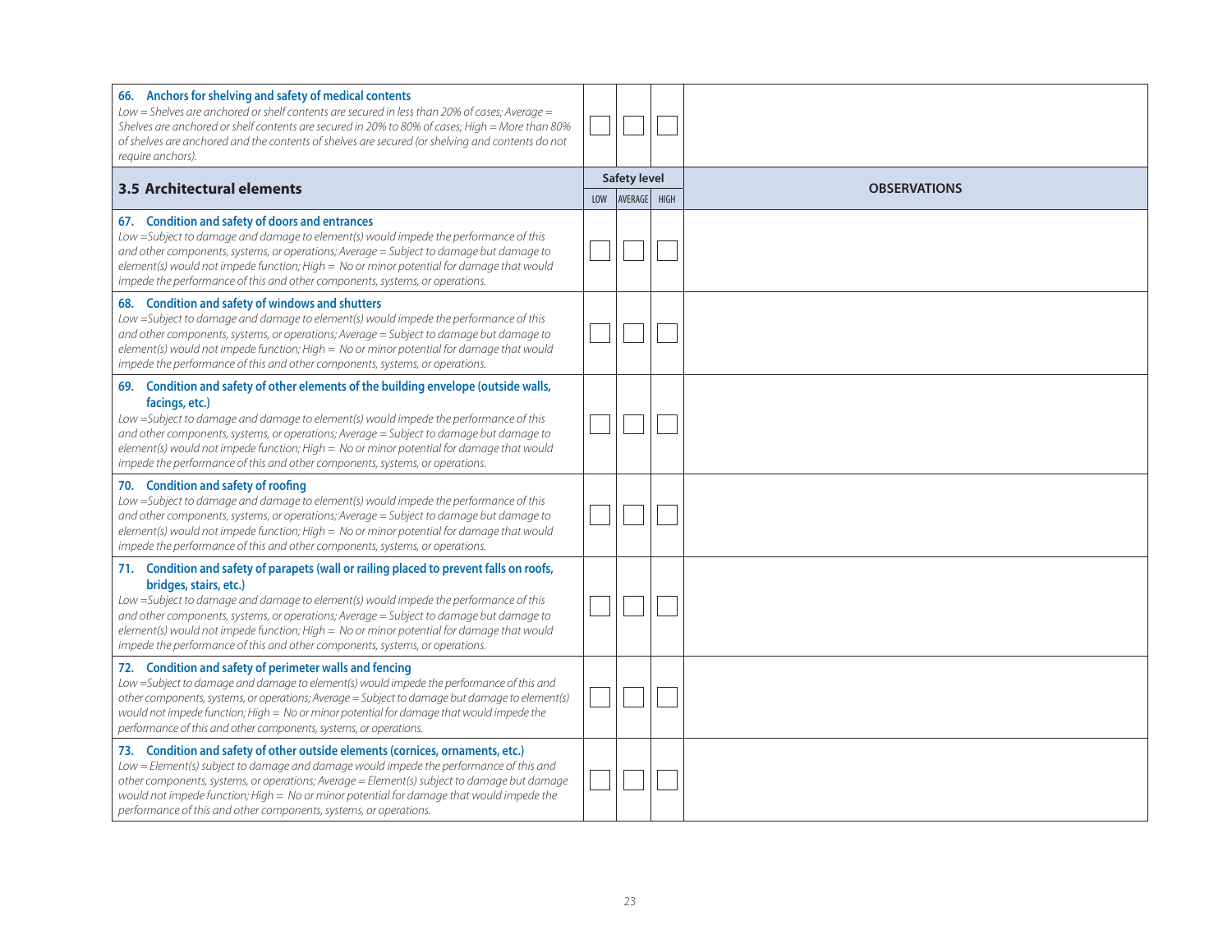| | LOW | AVERAGE | HIGH | |
|---|---|---|---|---|
| **66. Anchors for shelving and safety of medical contents**<br>*Low = Shelves are anchored or shelf contents are secured in less than 20% of cases; Average = Shelves are anchored or shelf contents are secured in 20% to 80% of cases; High = More than 80% of shelves are anchored and the contents of shelves are secured (or shelving and contents do not require anchors).* | ☐ | ☐ | ☐ | |

| **3.5 Architectural elements** | Safety level | | | OBSERVATIONS |
|---|---|---|---|---|
| | LOW | AVERAGE | HIGH | |
| **67. Condition and safety of doors and entrances**<br>*Low =Subject to damage and damage to element(s) would impede the performance of this and other components, systems, or operations; Average = Subject to damage but damage to element(s) would not impede function; High = No or minor potential for damage that would impede the performance of this and other components, systems, or operations.* | ☐ | ☐ | ☐ | |
| **68. Condition and safety of windows and shutters**<br>*Low =Subject to damage and damage to element(s) would impede the performance of this and other components, systems, or operations; Average = Subject to damage but damage to element(s) would not impede function; High = No or minor potential for damage that would impede the performance of this and other components, systems, or operations.* | ☐ | ☐ | ☐ | |
| **69. Condition and safety of other elements of the building envelope (outside walls, facings, etc.)**<br>*Low =Subject to damage and damage to element(s) would impede the performance of this and other components, systems, or operations; Average = Subject to damage but damage to element(s) would not impede function; High = No or minor potential for damage that would impede the performance of this and other components, systems, or operations.* | ☐ | ☐ | ☐ | |
| **70. Condition and safety of roofing**<br>*Low =Subject to damage and damage to element(s) would impede the performance of this and other components, systems, or operations; Average = Subject to damage but damage to element(s) would not impede function; High = No or minor potential for damage that would impede the performance of this and other components, systems, or operations.* | ☐ | ☐ | ☐ | |
| **71. Condition and safety of parapets (wall or railing placed to prevent falls on roofs, bridges, stairs, etc.)**<br>*Low =Subject to damage and damage to element(s) would impede the performance of this and other components, systems, or operations; Average = Subject to damage but damage to element(s) would not impede function; High = No or minor potential for damage that would impede the performance of this and other components, systems, or operations.* | ☐ | ☐ | ☐ | |
| **72. Condition and safety of perimeter walls and fencing**<br>*Low =Subject to damage and damage to element(s) would impede the performance of this and other components, systems, or operations; Average = Subject to damage but damage to element(s) would not impede function; High = No or minor potential for damage that would impede the performance of this and other components, systems, or operations.* | ☐ | ☐ | ☐ | |
| **73. Condition and safety of other outside elements (cornices, ornaments, etc.)**<br>*Low = Element(s) subject to damage and damage would impede the performance of this and other components, systems, or operations; Average = Element(s) subject to damage but damage would not impede function; High = No or minor potential for damage that would impede the performance of this and other components, systems, or operations.* | ☐ | ☐ | ☐ | |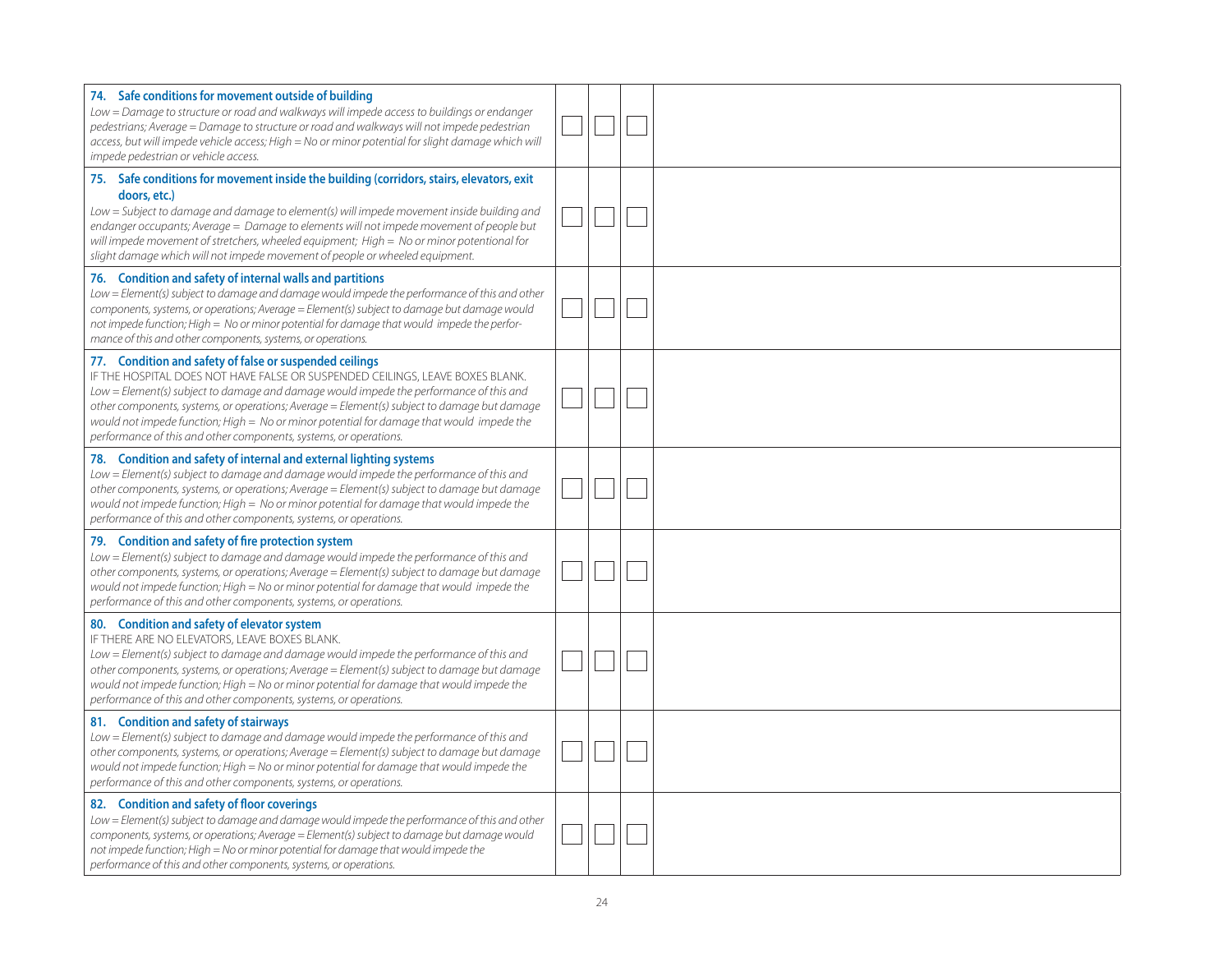| Item | Low | Average | High | Comments |
|---|---|---|---|---|
| **74. Safe conditions for movement outside of building**<br>*Low = Damage to structure or road and walkways will impede access to buildings or endanger pedestrians; Average = Damage to structure or road and walkways will not impede pedestrian access, but will impede vehicle access; High = No or minor potential for slight damage which will impede pedestrian or vehicle access.* | | | | |
| **75. Safe conditions for movement inside the building (corridors, stairs, elevators, exit doors, etc.)**<br>*Low = Subject to damage and damage to element(s) will impede movement inside building and endanger occupants; Average = Damage to elements will not impede movement of people but will impede movement of stretchers, wheeled equipment; High = No or minor potentional for slight damage which will not impede movement of people or wheeled equipment.* | | | | |
| **76. Condition and safety of internal walls and partitions**<br>*Low = Element(s) subject to damage and damage would impede the performance of this and other components, systems, or operations; Average = Element(s) subject to damage but damage would not impede function; High = No or minor potential for damage that would impede the performance of this and other components, systems, or operations.* | | | | |
| **77. Condition and safety of false or suspended ceilings**<br>IF THE HOSPITAL DOES NOT HAVE FALSE OR SUSPENDED CEILINGS, LEAVE BOXES BLANK.<br>*Low = Element(s) subject to damage and damage would impede the performance of this and other components, systems, or operations; Average = Element(s) subject to damage but damage would not impede function; High = No or minor potential for damage that would impede the performance of this and other components, systems, or operations.* | | | | |
| **78. Condition and safety of internal and external lighting systems**<br>*Low = Element(s) subject to damage and damage would impede the performance of this and other components, systems, or operations; Average = Element(s) subject to damage but damage would not impede function; High = No or minor potential for damage that would impede the performance of this and other components, systems, or operations.* | | | | |
| **79. Condition and safety of fire protection system**<br>*Low = Element(s) subject to damage and damage would impede the performance of this and other components, systems, or operations; Average = Element(s) subject to damage but damage would not impede function; High = No or minor potential for damage that would impede the performance of this and other components, systems, or operations.* | | | | |
| **80. Condition and safety of elevator system**<br>IF THERE ARE NO ELEVATORS, LEAVE BOXES BLANK.<br>*Low = Element(s) subject to damage and damage would impede the performance of this and other components, systems, or operations; Average = Element(s) subject to damage but damage would not impede function; High = No or minor potential for damage that would impede the performance of this and other components, systems, or operations.* | | | | |
| **81. Condition and safety of stairways**<br>*Low = Element(s) subject to damage and damage would impede the performance of this and other components, systems, or operations; Average = Element(s) subject to damage but damage would not impede function; High = No or minor potential for damage that would impede the performance of this and other components, systems, or operations.* | | | | |
| **82. Condition and safety of floor coverings**<br>*Low = Element(s) subject to damage and damage would impede the performance of this and other components, systems, or operations; Average = Element(s) subject to damage but damage would not impede function; High = No or minor potential for damage that would impede the performance of this and other components, systems, or operations.* | | | | |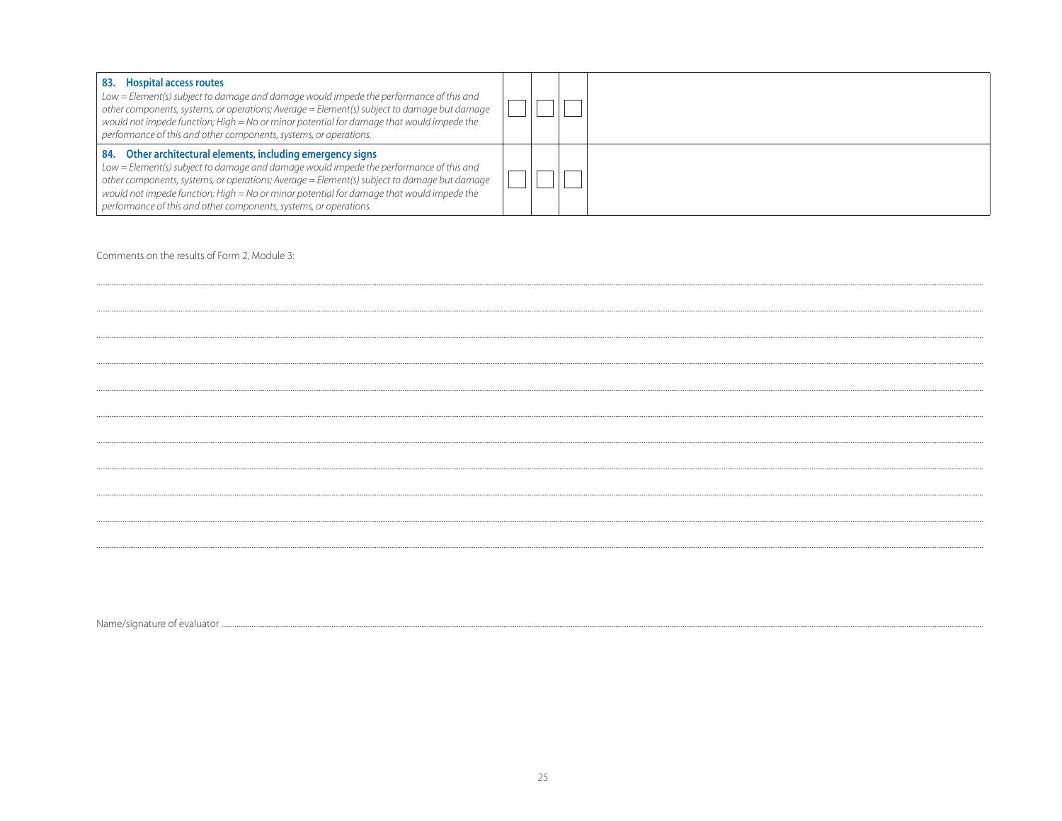| Item | Low | Average | High | Comments |
|---|---|---|---|---|
| **83. Hospital access routes**<br>*Low = Element(s) subject to damage and damage would impede the performance of this and other components, systems, or operations; Average = Element(s) subject to damage but damage would not impede function; High = No or minor potential for damage that would impede the performance of this and other components, systems, or operations.* | ☐ | ☐ | ☐ | |
| **84. Other architectural elements, including emergency signs**<br>*Low = Element(s) subject to damage and damage would impede the performance of this and other components, systems, or operations; Average = Element(s) subject to damage but damage would not impede function; High = No or minor potential for damage that would impede the performance of this and other components, systems, or operations.* | ☐ | ☐ | ☐ | |

Comments on the results of Form 2, Module 3:

..........................................................................................................................................

..........................................................................................................................................

..........................................................................................................................................

..........................................................................................................................................

..........................................................................................................................................

..........................................................................................................................................

..........................................................................................................................................

..........................................................................................................................................

..........................................................................................................................................

..........................................................................................................................................

Name/signature of evaluator ..........................................................................................................................................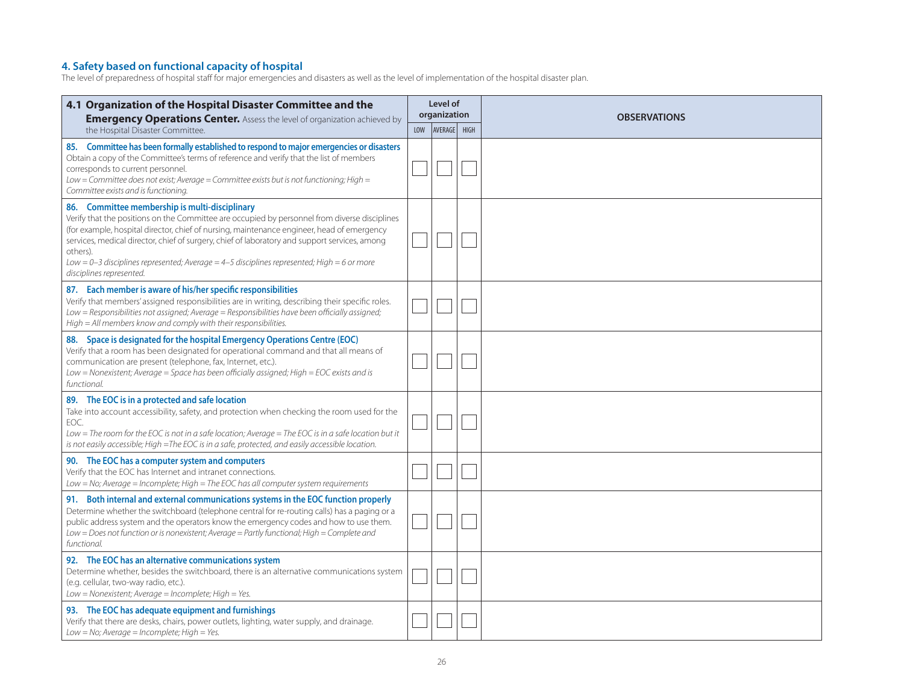## 4. Safety based on functional capacity of hospital

The level of preparedness of hospital staff for major emergencies and disasters as well as the level of implementation of the hospital disaster plan.

| **4.1 Organization of the Hospital Disaster Committee and the Emergency Operations Center.** Assess the level of organization achieved by the Hospital Disaster Committee. | Level of organization | | | OBSERVATIONS |
|---|---|---|---|---|
| | LOW | AVERAGE | HIGH | |
| **85. Committee has been formally established to respond to major emergencies or disasters**<br>Obtain a copy of the Committee's terms of reference and verify that the list of members corresponds to current personnel.<br>*Low = Committee does not exist; Average = Committee exists but is not functioning; High = Committee exists and is functioning.* | | | | |
| **86. Committee membership is multi-disciplinary**<br>Verify that the positions on the Committee are occupied by personnel from diverse disciplines (for example, hospital director, chief of nursing, maintenance engineer, head of emergency services, medical director, chief of surgery, chief of laboratory and support services, among others).<br>*Low = 0–3 disciplines represented; Average = 4–5 disciplines represented; High = 6 or more disciplines represented.* | | | | |
| **87. Each member is aware of his/her specific responsibilities**<br>Verify that members' assigned responsibilities are in writing, describing their specific roles.<br>*Low = Responsibilities not assigned; Average = Responsibilities have been officially assigned; High = All members know and comply with their responsibilities.* | | | | |
| **88. Space is designated for the hospital Emergency Operations Centre (EOC)**<br>Verify that a room has been designated for operational command and that all means of communication are present (telephone, fax, Internet, etc.).<br>*Low = Nonexistent; Average = Space has been officially assigned; High = EOC exists and is functional.* | | | | |
| **89. The EOC is in a protected and safe location**<br>Take into account accessibility, safety, and protection when checking the room used for the EOC.<br>*Low = The room for the EOC is not in a safe location; Average = The EOC is in a safe location but it is not easily accessible; High =The EOC is in a safe, protected, and easily accessible location.* | | | | |
| **90. The EOC has a computer system and computers**<br>Verify that the EOC has Internet and intranet connections.<br>*Low = No; Average = Incomplete; High = The EOC has all computer system requirements* | | | | |
| **91. Both internal and external communications systems in the EOC function properly**<br>Determine whether the switchboard (telephone central for re-routing calls) has a paging or a public address system and the operators know the emergency codes and how to use them.<br>*Low = Does not function or is nonexistent; Average = Partly functional; High = Complete and functional.* | | | | |
| **92. The EOC has an alternative communications system**<br>Determine whether, besides the switchboard, there is an alternative communications system (e.g. cellular, two-way radio, etc.).<br>*Low = Nonexistent; Average = Incomplete; High = Yes.* | | | | |
| **93. The EOC has adequate equipment and furnishings**<br>Verify that there are desks, chairs, power outlets, lighting, water supply, and drainage.<br>*Low = No; Average = Incomplete; High = Yes.* | | | | |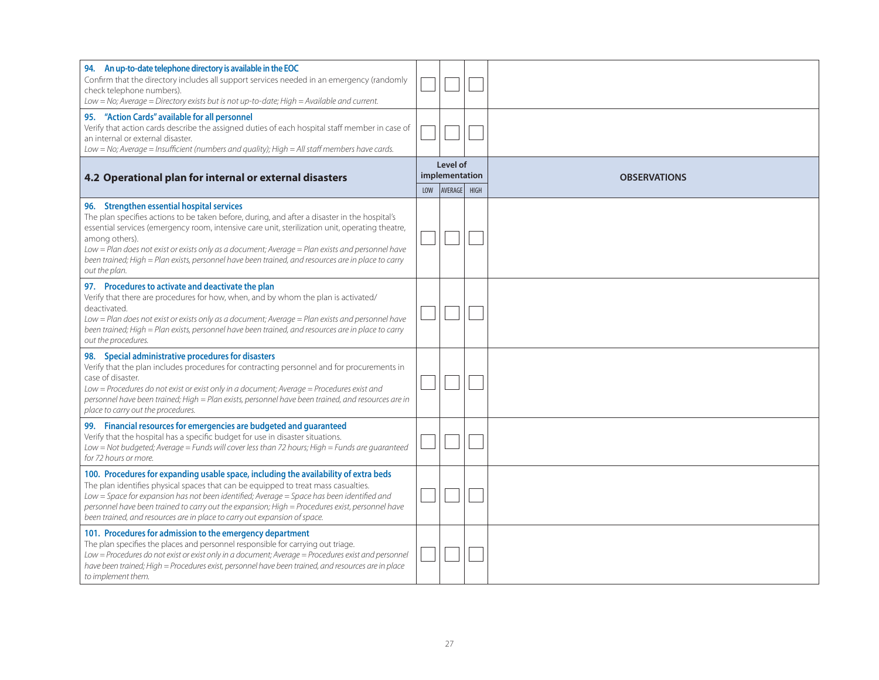| | Low | Average | High | Observations |
|---|---|---|---|---|
| **94. An up-to-date telephone directory is available in the EOC**<br>Confirm that the directory includes all support services needed in an emergency (randomly check telephone numbers).<br>*Low = No; Average = Directory exists but is not up-to-date; High = Available and current.* | | | | |
| **95. "Action Cards" available for all personnel**<br>Verify that action cards describe the assigned duties of each hospital staff member in case of an internal or external disaster.<br>*Low = No; Average = Insufficient (numbers and quality); High = All staff members have cards.* | | | | |

## 4.2 Operational plan for internal or external disasters

| 4.2 Operational plan for internal or external disasters | Level of implementation | | | OBSERVATIONS |
|---|---|---|---|---|
| | LOW | AVERAGE | HIGH | |
| **96. Strengthen essential hospital services**<br>The plan specifies actions to be taken before, during, and after a disaster in the hospital's essential services (emergency room, intensive care unit, sterilization unit, operating theatre, among others).<br>*Low = Plan does not exist or exists only as a document; Average = Plan exists and personnel have been trained; High = Plan exists, personnel have been trained, and resources are in place to carry out the plan.* | | | | |
| **97. Procedures to activate and deactivate the plan**<br>Verify that there are procedures for how, when, and by whom the plan is activated/deactivated.<br>*Low = Plan does not exist or exists only as a document; Average = Plan exists and personnel have been trained; High = Plan exists, personnel have been trained, and resources are in place to carry out the procedures.* | | | | |
| **98. Special administrative procedures for disasters**<br>Verify that the plan includes procedures for contracting personnel and for procurements in case of disaster.<br>*Low = Procedures do not exist or exist only in a document; Average = Procedures exist and personnel have been trained; High = Plan exists, personnel have been trained, and resources are in place to carry out the procedures.* | | | | |
| **99. Financial resources for emergencies are budgeted and guaranteed**<br>Verify that the hospital has a specific budget for use in disaster situations.<br>*Low = Not budgeted; Average = Funds will cover less than 72 hours; High = Funds are guaranteed for 72 hours or more.* | | | | |
| **100. Procedures for expanding usable space, including the availability of extra beds**<br>The plan identifies physical spaces that can be equipped to treat mass casualties.<br>*Low = Space for expansion has not been identified; Average = Space has been identified and personnel have been trained to carry out the expansion; High = Procedures exist, personnel have been trained, and resources are in place to carry out expansion of space.* | | | | |
| **101. Procedures for admission to the emergency department**<br>The plan specifies the places and personnel responsible for carrying out triage.<br>*Low = Procedures do not exist or exist only in a document; Average = Procedures exist and personnel have been trained; High = Procedures exist, personnel have been trained, and resources are in place to implement them.* | | | | |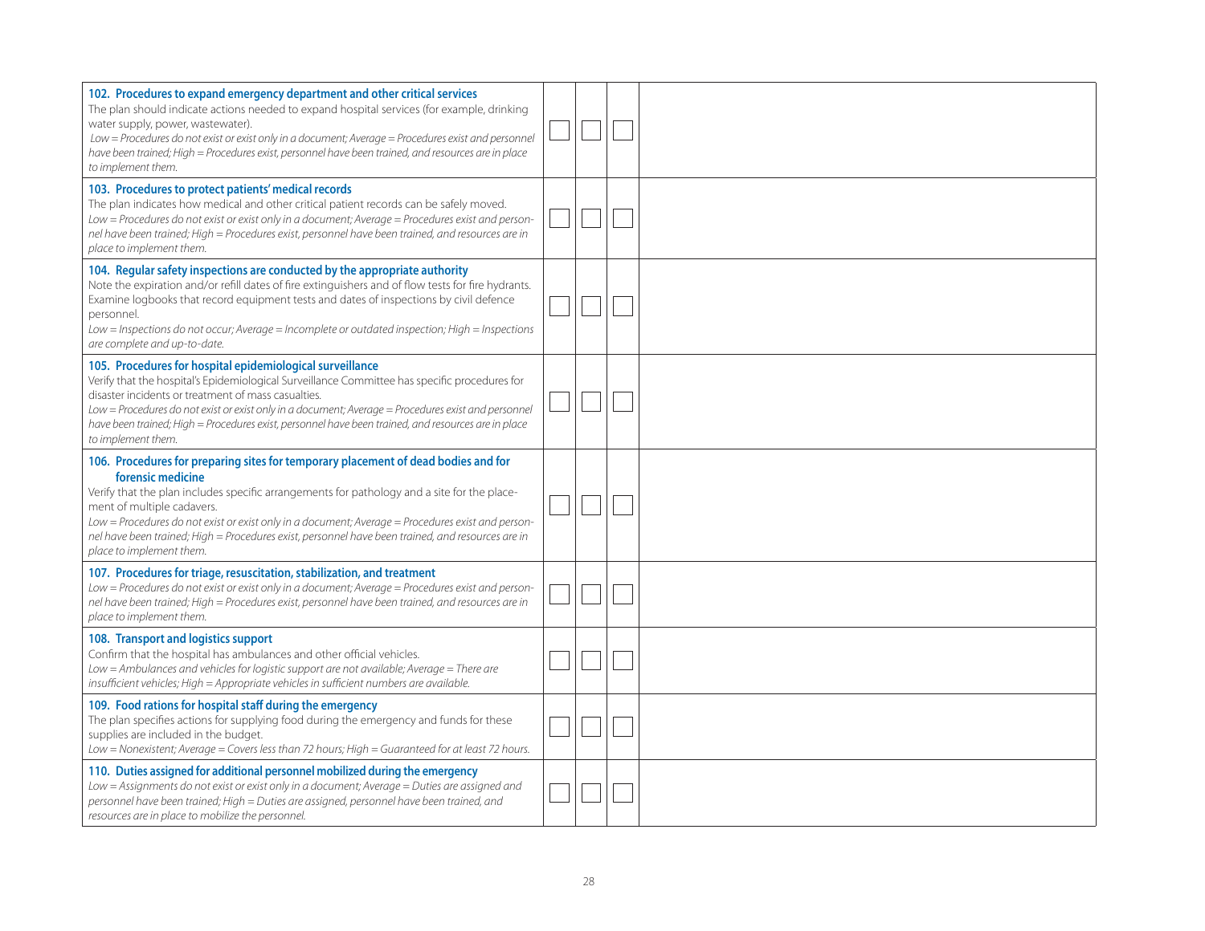| Item | Low | Average | High | Observations |
|---|---|---|---|---|
| **102. Procedures to expand emergency department and other critical services**<br>The plan should indicate actions needed to expand hospital services (for example, drinking water supply, power, wastewater).<br>*Low = Procedures do not exist or exist only in a document; Average = Procedures exist and personnel have been trained; High = Procedures exist, personnel have been trained, and resources are in place to implement them.* | | | | |
| **103. Procedures to protect patients' medical records**<br>The plan indicates how medical and other critical patient records can be safely moved.<br>*Low = Procedures do not exist or exist only in a document; Average = Procedures exist and personnel have been trained; High = Procedures exist, personnel have been trained, and resources are in place to implement them.* | | | | |
| **104. Regular safety inspections are conducted by the appropriate authority**<br>Note the expiration and/or refill dates of fire extinguishers and of flow tests for fire hydrants. Examine logbooks that record equipment tests and dates of inspections by civil defence personnel.<br>*Low = Inspections do not occur; Average = Incomplete or outdated inspection; High = Inspections are complete and up-to-date.* | | | | |
| **105. Procedures for hospital epidemiological surveillance**<br>Verify that the hospital's Epidemiological Surveillance Committee has specific procedures for disaster incidents or treatment of mass casualties.<br>*Low = Procedures do not exist or exist only in a document; Average = Procedures exist and personnel have been trained; High = Procedures exist, personnel have been trained, and resources are in place to implement them.* | | | | |
| **106. Procedures for preparing sites for temporary placement of dead bodies and for forensic medicine**<br>Verify that the plan includes specific arrangements for pathology and a site for the placement of multiple cadavers.<br>*Low = Procedures do not exist or exist only in a document; Average = Procedures exist and personnel have been trained; High = Procedures exist, personnel have been trained, and resources are in place to implement them.* | | | | |
| **107. Procedures for triage, resuscitation, stabilization, and treatment**<br>*Low = Procedures do not exist or exist only in a document; Average = Procedures exist and personnel have been trained; High = Procedures exist, personnel have been trained, and resources are in place to implement them.* | | | | |
| **108. Transport and logistics support**<br>Confirm that the hospital has ambulances and other official vehicles.<br>*Low = Ambulances and vehicles for logistic support are not available; Average = There are insufficient vehicles; High = Appropriate vehicles in sufficient numbers are available.* | | | | |
| **109. Food rations for hospital staff during the emergency**<br>The plan specifies actions for supplying food during the emergency and funds for these supplies are included in the budget.<br>*Low = Nonexistent; Average = Covers less than 72 hours; High = Guaranteed for at least 72 hours.* | | | | |
| **110. Duties assigned for additional personnel mobilized during the emergency**<br>*Low = Assignments do not exist or exist only in a document; Average = Duties are assigned and personnel have been trained; High = Duties are assigned, personnel have been trained, and resources are in place to mobilize the personnel.* | | | | |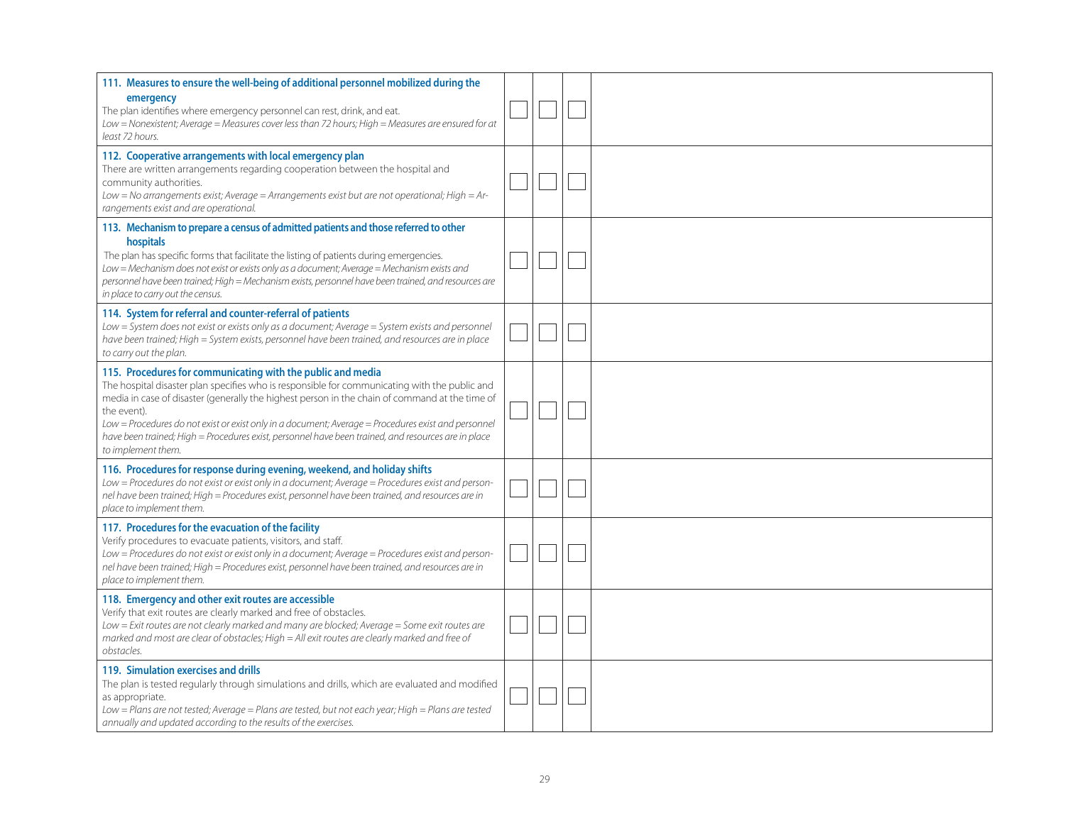| Item | Low | Average | High | Observations |
|---|---|---|---|---|
| **111. Measures to ensure the well-being of additional personnel mobilized during the emergency**<br>The plan identifies where emergency personnel can rest, drink, and eat.<br>*Low = Nonexistent; Average = Measures cover less than 72 hours; High = Measures are ensured for at least 72 hours.* | ☐ | ☐ | ☐ | |
| **112. Cooperative arrangements with local emergency plan**<br>There are written arrangements regarding cooperation between the hospital and community authorities.<br>*Low = No arrangements exist; Average = Arrangements exist but are not operational; High = Arrangements exist and are operational.* | ☐ | ☐ | ☐ | |
| **113. Mechanism to prepare a census of admitted patients and those referred to other hospitals**<br>The plan has specific forms that facilitate the listing of patients during emergencies.<br>*Low = Mechanism does not exist or exists only as a document; Average = Mechanism exists and personnel have been trained; High = Mechanism exists, personnel have been trained, and resources are in place to carry out the census.* | ☐ | ☐ | ☐ | |
| **114. System for referral and counter-referral of patients**<br>*Low = System does not exist or exists only as a document; Average = System exists and personnel have been trained; High = System exists, personnel have been trained, and resources are in place to carry out the plan.* | ☐ | ☐ | ☐ | |
| **115. Procedures for communicating with the public and media**<br>The hospital disaster plan specifies who is responsible for communicating with the public and media in case of disaster (generally the highest person in the chain of command at the time of the event).<br>*Low = Procedures do not exist or exist only in a document; Average = Procedures exist and personnel have been trained; High = Procedures exist, personnel have been trained, and resources are in place to implement them.* | ☐ | ☐ | ☐ | |
| **116. Procedures for response during evening, weekend, and holiday shifts**<br>*Low = Procedures do not exist or exist only in a document; Average = Procedures exist and personnel have been trained; High = Procedures exist, personnel have been trained, and resources are in place to implement them.* | ☐ | ☐ | ☐ | |
| **117. Procedures for the evacuation of the facility**<br>Verify procedures to evacuate patients, visitors, and staff.<br>*Low = Procedures do not exist or exist only in a document; Average = Procedures exist and personnel have been trained; High = Procedures exist, personnel have been trained, and resources are in place to implement them.* | ☐ | ☐ | ☐ | |
| **118. Emergency and other exit routes are accessible**<br>Verify that exit routes are clearly marked and free of obstacles.<br>*Low = Exit routes are not clearly marked and many are blocked; Average = Some exit routes are marked and most are clear of obstacles; High = All exit routes are clearly marked and free of obstacles.* | ☐ | ☐ | ☐ | |
| **119. Simulation exercises and drills**<br>The plan is tested regularly through simulations and drills, which are evaluated and modified as appropriate.<br>*Low = Plans are not tested; Average = Plans are tested, but not each year; High = Plans are tested annually and updated according to the results of the exercises.* | ☐ | ☐ | ☐ | |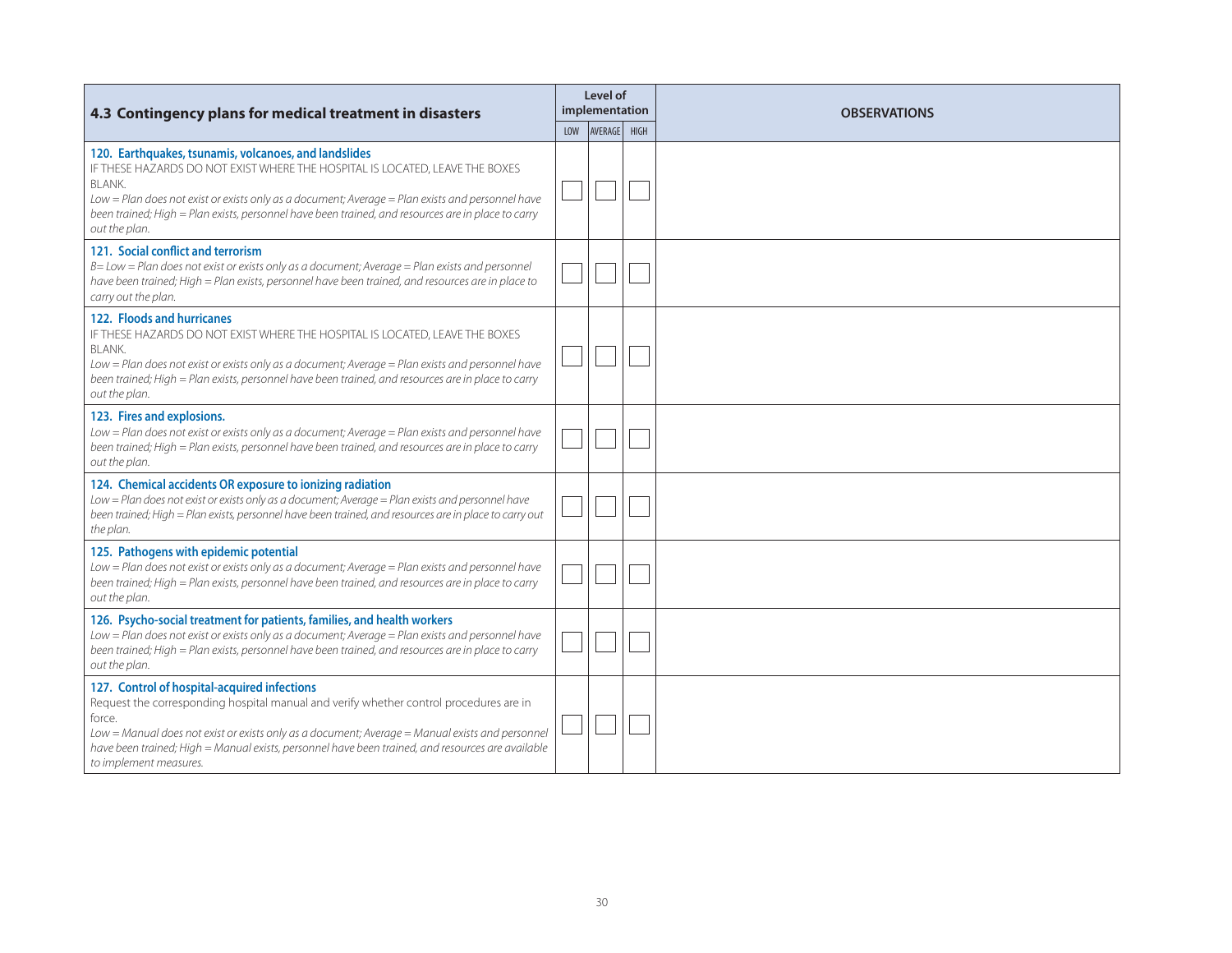| 4.3 Contingency plans for medical treatment in disasters | Level of implementation | | | OBSERVATIONS |
|---|---|---|---|---|
| | LOW | AVERAGE | HIGH | |
| **120. Earthquakes, tsunamis, volcanoes, and landslides** IF THESE HAZARDS DO NOT EXIST WHERE THE HOSPITAL IS LOCATED, LEAVE THE BOXES BLANK. *Low = Plan does not exist or exists only as a document; Average = Plan exists and personnel have been trained; High = Plan exists, personnel have been trained, and resources are in place to carry out the plan.* | ☐ | ☐ | ☐ | |
| **121. Social conflict and terrorism** *B= Low = Plan does not exist or exists only as a document; Average = Plan exists and personnel have been trained; High = Plan exists, personnel have been trained, and resources are in place to carry out the plan.* | ☐ | ☐ | ☐ | |
| **122. Floods and hurricanes** IF THESE HAZARDS DO NOT EXIST WHERE THE HOSPITAL IS LOCATED, LEAVE THE BOXES BLANK. *Low = Plan does not exist or exists only as a document; Average = Plan exists and personnel have been trained; High = Plan exists, personnel have been trained, and resources are in place to carry out the plan.* | ☐ | ☐ | ☐ | |
| **123. Fires and explosions.** *Low = Plan does not exist or exists only as a document; Average = Plan exists and personnel have been trained; High = Plan exists, personnel have been trained, and resources are in place to carry out the plan.* | ☐ | ☐ | ☐ | |
| **124. Chemical accidents OR exposure to ionizing radiation** *Low = Plan does not exist or exists only as a document; Average = Plan exists and personnel have been trained; High = Plan exists, personnel have been trained, and resources are in place to carry out the plan.* | ☐ | ☐ | ☐ | |
| **125. Pathogens with epidemic potential** *Low = Plan does not exist or exists only as a document; Average = Plan exists and personnel have been trained; High = Plan exists, personnel have been trained, and resources are in place to carry out the plan.* | ☐ | ☐ | ☐ | |
| **126. Psycho-social treatment for patients, families, and health workers** *Low = Plan does not exist or exists only as a document; Average = Plan exists and personnel have been trained; High = Plan exists, personnel have been trained, and resources are in place to carry out the plan.* | ☐ | ☐ | ☐ | |
| **127. Control of hospital-acquired infections** Request the corresponding hospital manual and verify whether control procedures are in force. *Low = Manual does not exist or exists only as a document; Average = Manual exists and personnel have been trained; High = Manual exists, personnel have been trained, and resources are available to implement measures.* | ☐ | ☐ | ☐ | |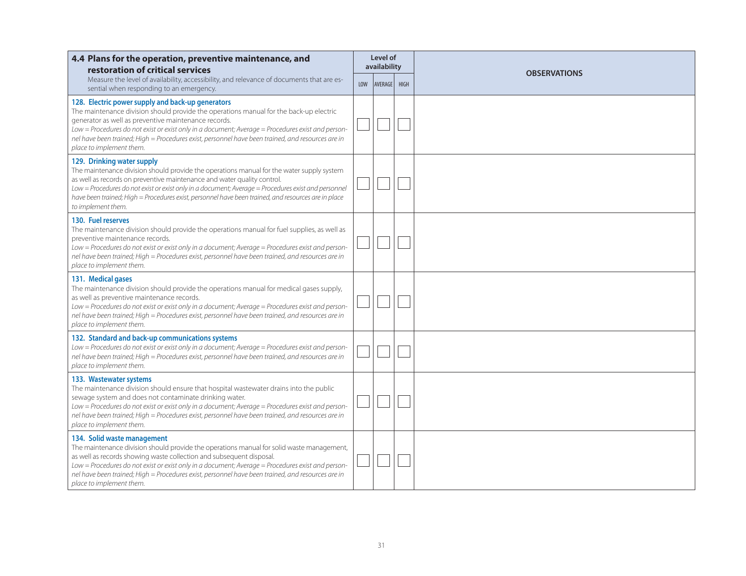| **4.4 Plans for the operation, preventive maintenance, and restoration of critical services**<br>Measure the level of availability, accessibility, and relevance of documents that are essential when responding to an emergency. | Level of availability | | | OBSERVATIONS |
|---|---|---|---|---|
| | LOW | AVERAGE | HIGH | |
| **128. Electric power supply and back-up generators**<br>The maintenance division should provide the operations manual for the back-up electric generator as well as preventive maintenance records.<br>*Low = Procedures do not exist or exist only in a document; Average = Procedures exist and personnel have been trained; High = Procedures exist, personnel have been trained, and resources are in place to implement them.* | ☐ | ☐ | ☐ | |
| **129. Drinking water supply**<br>The maintenance division should provide the operations manual for the water supply system as well as records on preventive maintenance and water quality control.<br>*Low = Procedures do not exist or exist only in a document; Average = Procedures exist and personnel have been trained; High = Procedures exist, personnel have been trained, and resources are in place to implement them.* | ☐ | ☐ | ☐ | |
| **130. Fuel reserves**<br>The maintenance division should provide the operations manual for fuel supplies, as well as preventive maintenance records.<br>*Low = Procedures do not exist or exist only in a document; Average = Procedures exist and personnel have been trained; High = Procedures exist, personnel have been trained, and resources are in place to implement them.* | ☐ | ☐ | ☐ | |
| **131. Medical gases**<br>The maintenance division should provide the operations manual for medical gases supply, as well as preventive maintenance records.<br>*Low = Procedures do not exist or exist only in a document; Average = Procedures exist and personnel have been trained; High = Procedures exist, personnel have been trained, and resources are in place to implement them.* | ☐ | ☐ | ☐ | |
| **132. Standard and back-up communications systems**<br>*Low = Procedures do not exist or exist only in a document; Average = Procedures exist and personnel have been trained; High = Procedures exist, personnel have been trained, and resources are in place to implement them.* | ☐ | ☐ | ☐ | |
| **133. Wastewater systems**<br>The maintenance division should ensure that hospital wastewater drains into the public sewage system and does not contaminate drinking water.<br>*Low = Procedures do not exist or exist only in a document; Average = Procedures exist and personnel have been trained; High = Procedures exist, personnel have been trained, and resources are in place to implement them.* | ☐ | ☐ | ☐ | |
| **134. Solid waste management**<br>The maintenance division should provide the operations manual for solid waste management, as well as records showing waste collection and subsequent disposal.<br>*Low = Procedures do not exist or exist only in a document; Average = Procedures exist and personnel have been trained; High = Procedures exist, personnel have been trained, and resources are in place to implement them.* | ☐ | ☐ | ☐ | |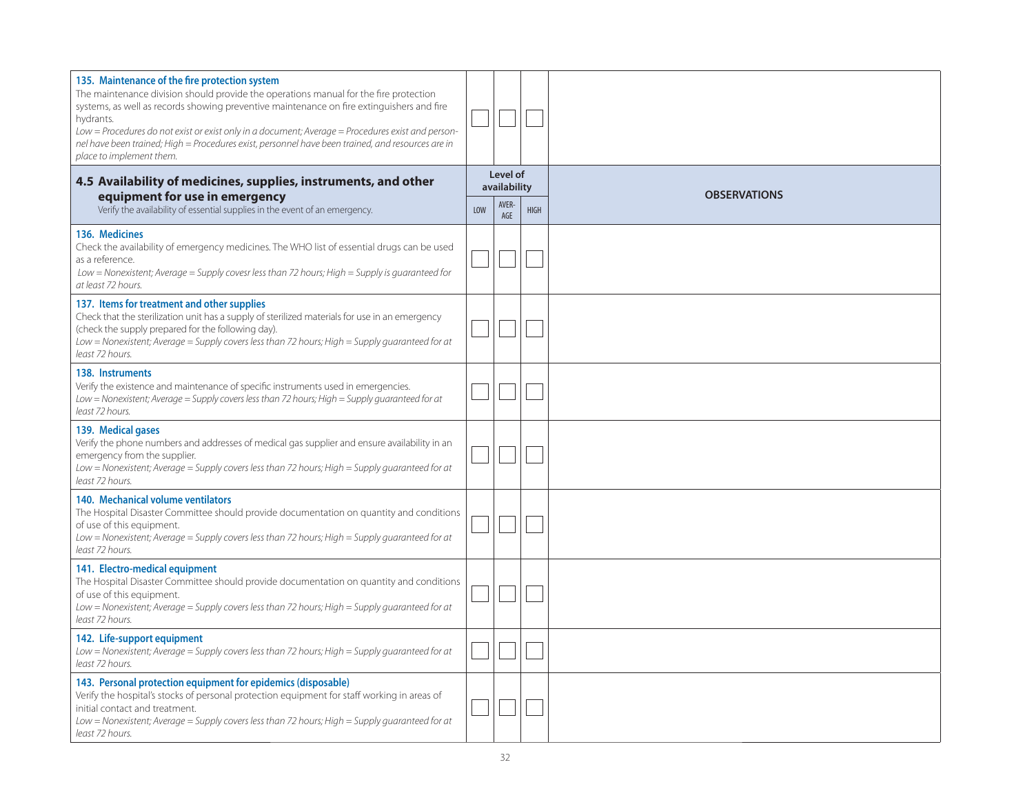| | | | | |
|---|---|---|---|---|
| **135. Maintenance of the fire protection system**<br>The maintenance division should provide the operations manual for the fire protection systems, as well as records showing preventive maintenance on fire extinguishers and fire hydrants.<br>*Low = Procedures do not exist or exist only in a document; Average = Procedures exist and personnel have been trained; High = Procedures exist, personnel have been trained, and resources are in place to implement them.* | ☐ | ☐ | ☐ | |

| **4.5 Availability of medicines, supplies, instruments, and other equipment for use in emergency**<br>Verify the availability of essential supplies in the event of an emergency. | **Level of availability** | | | **OBSERVATIONS** |
|---|---|---|---|---|
| | LOW | AVERAGE | HIGH | |
| **136. Medicines**<br>Check the availability of emergency medicines. The WHO list of essential drugs can be used as a reference.<br>*Low = Nonexistent; Average = Supply covesr less than 72 hours; High = Supply is guaranteed for at least 72 hours.* | ☐ | ☐ | ☐ | |
| **137. Items for treatment and other supplies**<br>Check that the sterilization unit has a supply of sterilized materials for use in an emergency (check the supply prepared for the following day).<br>*Low = Nonexistent; Average = Supply covers less than 72 hours; High = Supply guaranteed for at least 72 hours.* | ☐ | ☐ | ☐ | |
| **138. Instruments**<br>Verify the existence and maintenance of specific instruments used in emergencies.<br>*Low = Nonexistent; Average = Supply covers less than 72 hours; High = Supply guaranteed for at least 72 hours.* | ☐ | ☐ | ☐ | |
| **139. Medical gases**<br>Verify the phone numbers and addresses of medical gas supplier and ensure availability in an emergency from the supplier.<br>*Low = Nonexistent; Average = Supply covers less than 72 hours; High = Supply guaranteed for at least 72 hours.* | ☐ | ☐ | ☐ | |
| **140. Mechanical volume ventilators**<br>The Hospital Disaster Committee should provide documentation on quantity and conditions of use of this equipment.<br>*Low = Nonexistent; Average = Supply covers less than 72 hours; High = Supply guaranteed for at least 72 hours.* | ☐ | ☐ | ☐ | |
| **141. Electro-medical equipment**<br>The Hospital Disaster Committee should provide documentation on quantity and conditions of use of this equipment.<br>*Low = Nonexistent; Average = Supply covers less than 72 hours; High = Supply guaranteed for at least 72 hours.* | ☐ | ☐ | ☐ | |
| **142. Life-support equipment**<br>*Low = Nonexistent; Average = Supply covers less than 72 hours; High = Supply guaranteed for at least 72 hours.* | ☐ | ☐ | ☐ | |
| **143. Personal protection equipment for epidemics (disposable)**<br>Verify the hospital's stocks of personal protection equipment for staff working in areas of initial contact and treatment.<br>*Low = Nonexistent; Average = Supply covers less than 72 hours; High = Supply guaranteed for at least 72 hours.* | ☐ | ☐ | ☐ | |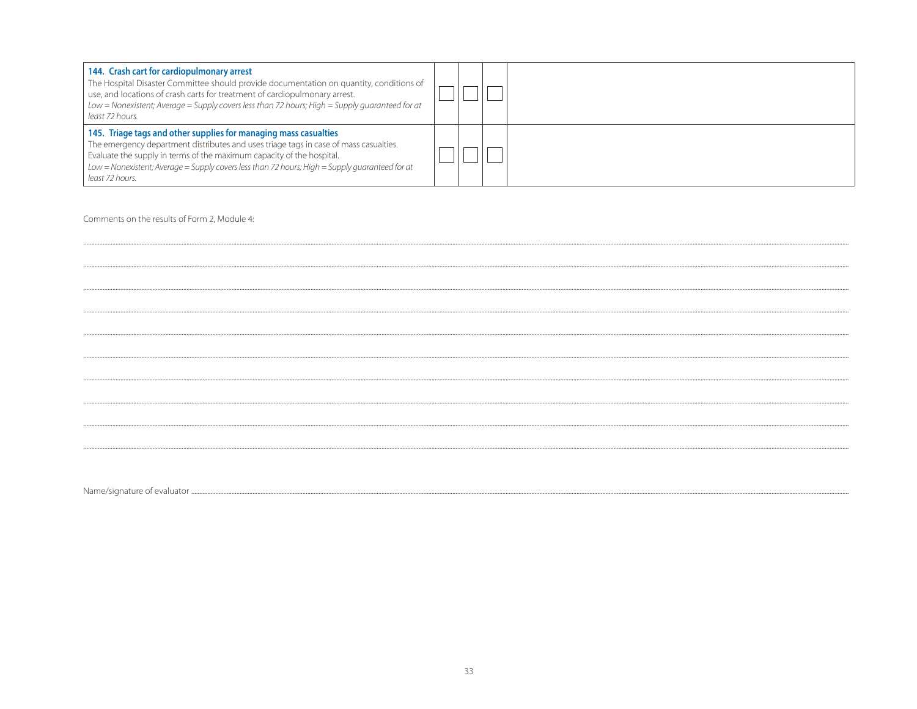| | | | | |
|---|---|---|---|---|
| **144. Crash cart for cardiopulmonary arrest**<br>The Hospital Disaster Committee should provide documentation on quantity, conditions of use, and locations of crash carts for treatment of cardiopulmonary arrest.<br>*Low = Nonexistent; Average = Supply covers less than 72 hours; High = Supply guaranteed for at least 72 hours.* | ☐ | ☐ | ☐ | |
| **145. Triage tags and other supplies for managing mass casualties**<br>The emergency department distributes and uses triage tags in case of mass casualties. Evaluate the supply in terms of the maximum capacity of the hospital.<br>*Low = Nonexistent; Average = Supply covers less than 72 hours; High = Supply guaranteed for at least 72 hours.* | ☐ | ☐ | ☐ | |

Comments on the results of Form 2, Module 4:

.................................................................................................................................................................

.................................................................................................................................................................

.................................................................................................................................................................

.................................................................................................................................................................

.................................................................................................................................................................

.................................................................................................................................................................

.................................................................................................................................................................

.................................................................................................................................................................

.................................................................................................................................................................

.................................................................................................................................................................

Name/signature of evaluator .................................................................................................................................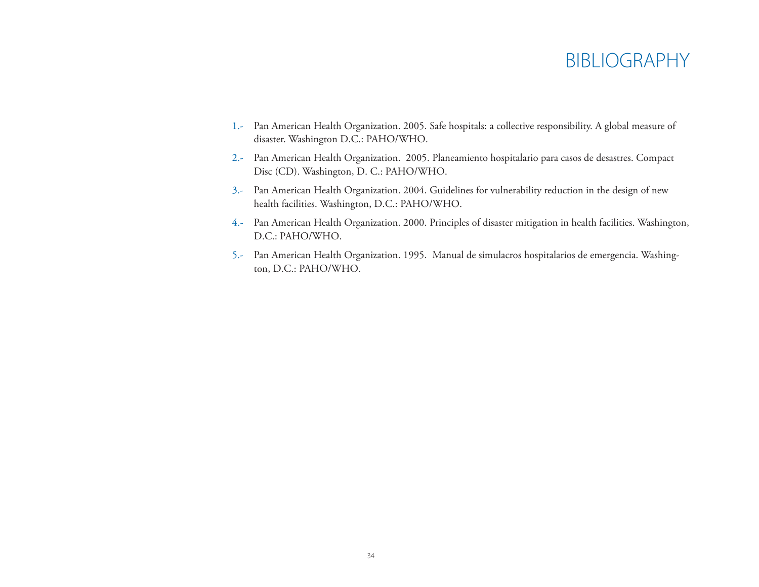# BIBLIOGRAPHY

1.- Pan American Health Organization. 2005. Safe hospitals: a collective responsibility. A global measure of disaster. Washington D.C.: PAHO/WHO.

2.- Pan American Health Organization. 2005. Planeamiento hospitalario para casos de desastres. Compact Disc (CD). Washington, D. C.: PAHO/WHO.

3.- Pan American Health Organization. 2004. Guidelines for vulnerability reduction in the design of new health facilities. Washington, D.C.: PAHO/WHO.

4.- Pan American Health Organization. 2000. Principles of disaster mitigation in health facilities. Washington, D.C.: PAHO/WHO.

5.- Pan American Health Organization. 1995. Manual de simulacros hospitalarios de emergencia. Washington, D.C.: PAHO/WHO.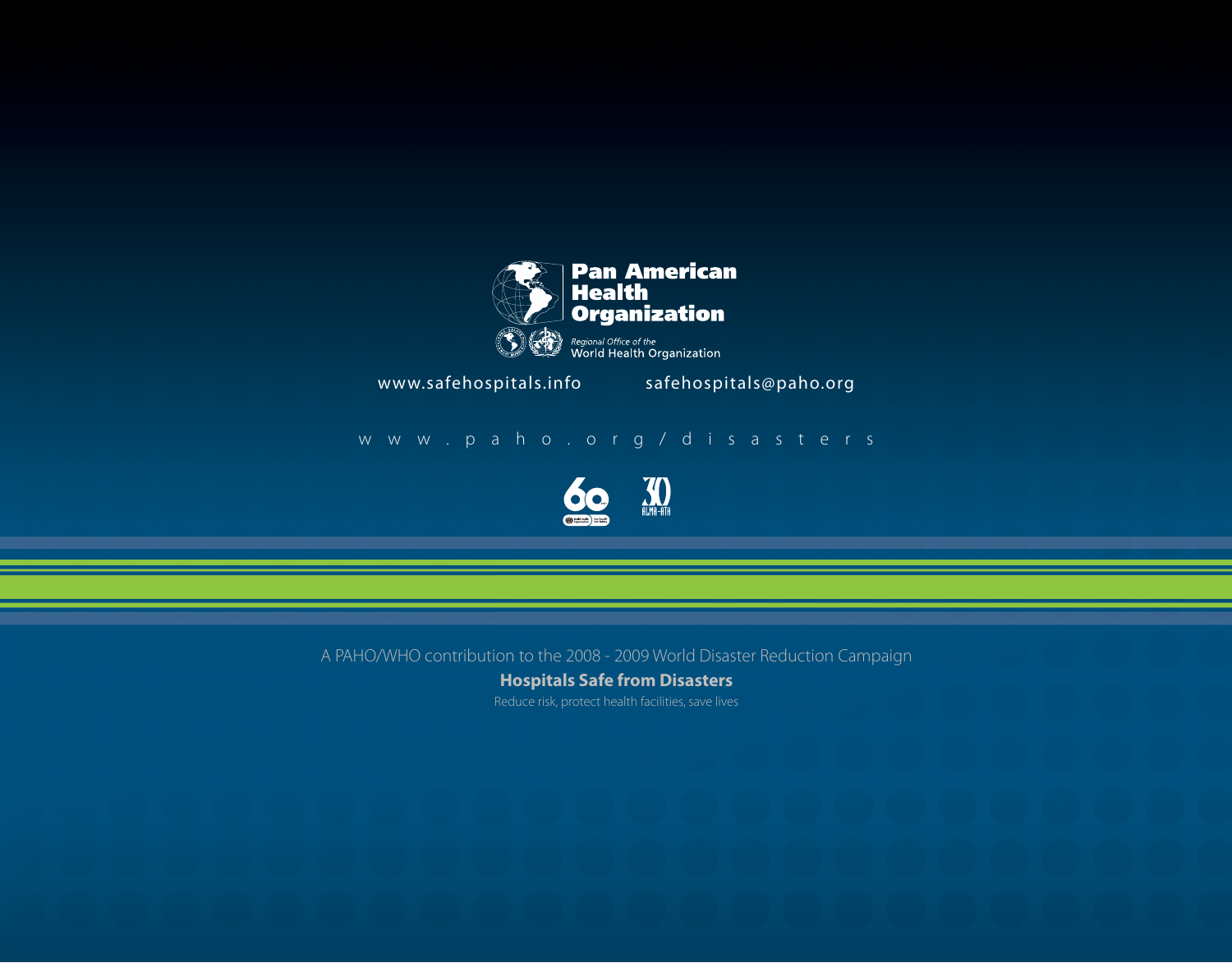Pan American Health Organization

*Regional Office of the*
World Health Organization

www.safehospitals.info safehospitals@paho.org

w w w . p a h o . o r g / d i s a s t e r s

A PAHO/WHO contribution to the 2008 - 2009 World Disaster Reduction Campaign

**Hospitals Safe from Disasters**

Reduce risk, protect health facilities, save lives